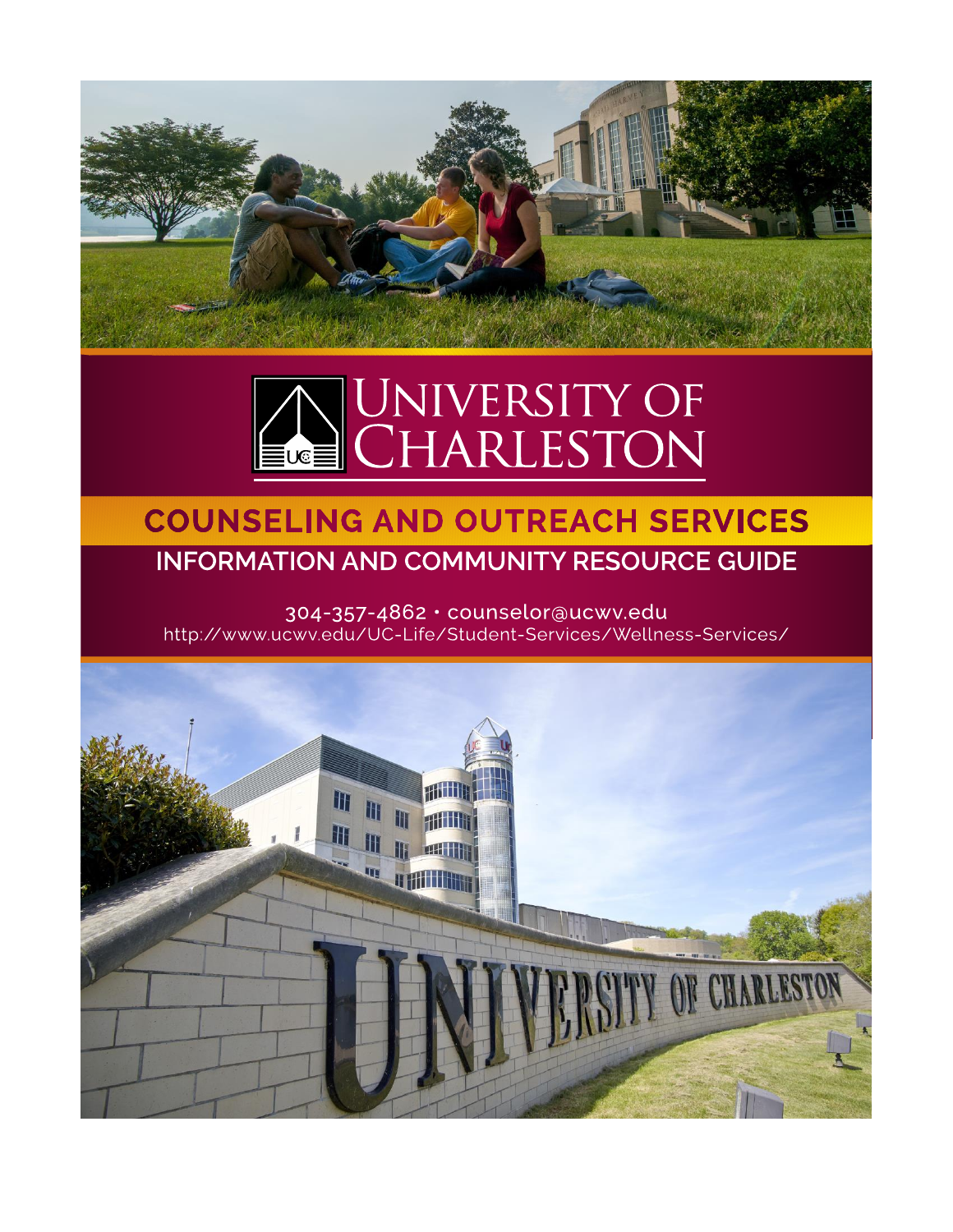# University of Charleston

## COUNSELING AND OUTREACH SERVICES

### INFORMATION AND COMMUNITY RESOURCE GUIDE

304-357-4862 • counselor@ucwv.edu

http://www.ucwv.edu/UC-Life/Student-Services/Wellness-Services/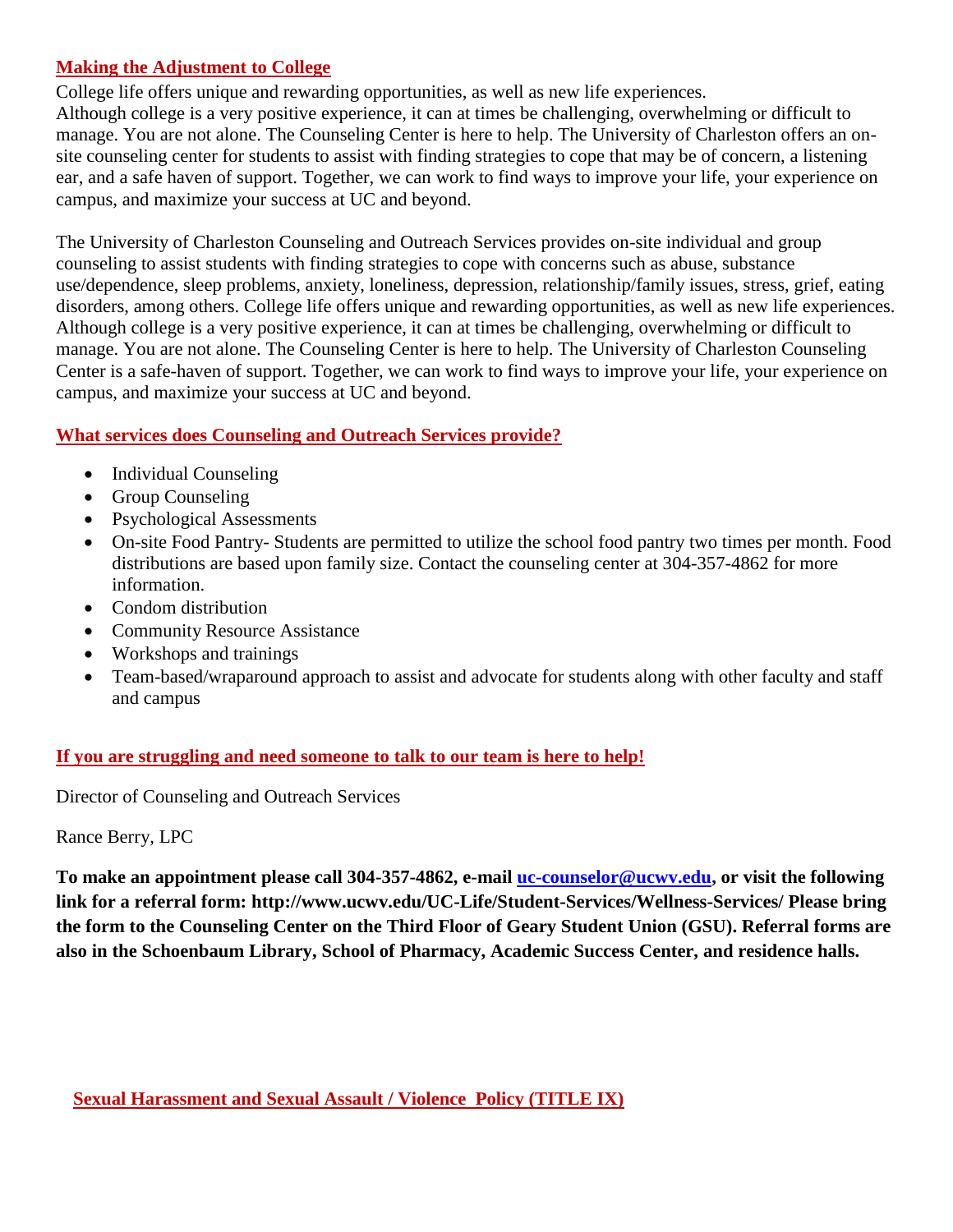## Making the Adjustment to College

College life offers unique and rewarding opportunities, as well as new life experiences.
Although college is a very positive experience, it can at times be challenging, overwhelming or difficult to manage. You are not alone. The Counseling Center is here to help. The University of Charleston offers an on-site counseling center for students to assist with finding strategies to cope that may be of concern, a listening ear, and a safe haven of support. Together, we can work to find ways to improve your life, your experience on campus, and maximize your success at UC and beyond.

The University of Charleston Counseling and Outreach Services provides on-site individual and group counseling to assist students with finding strategies to cope with concerns such as abuse, substance use/dependence, sleep problems, anxiety, loneliness, depression, relationship/family issues, stress, grief, eating disorders, among others. College life offers unique and rewarding opportunities, as well as new life experiences. Although college is a very positive experience, it can at times be challenging, overwhelming or difficult to manage. You are not alone. The Counseling Center is here to help. The University of Charleston Counseling Center is a safe-haven of support. Together, we can work to find ways to improve your life, your experience on campus, and maximize your success at UC and beyond.

## What services does Counseling and Outreach Services provide?

- Individual Counseling
- Group Counseling
- Psychological Assessments
- On-site Food Pantry- Students are permitted to utilize the school food pantry two times per month. Food distributions are based upon family size. Contact the counseling center at 304-357-4862 for more information.
- Condom distribution
- Community Resource Assistance
- Workshops and trainings
- Team-based/wraparound approach to assist and advocate for students along with other faculty and staff and campus

## If you are struggling and need someone to talk to our team is here to help!

Director of Counseling and Outreach Services

Rance Berry, LPC

**To make an appointment please call 304-357-4862, e-mail uc-counselor@ucwv.edu, or visit the following link for a referral form: http://www.ucwv.edu/UC-Life/Student-Services/Wellness-Services/ Please bring the form to the Counseling Center on the Third Floor of Geary Student Union (GSU). Referral forms are also in the Schoenbaum Library, School of Pharmacy, Academic Success Center, and residence halls.**

## Sexual Harassment and Sexual Assault / Violence Policy (TITLE IX)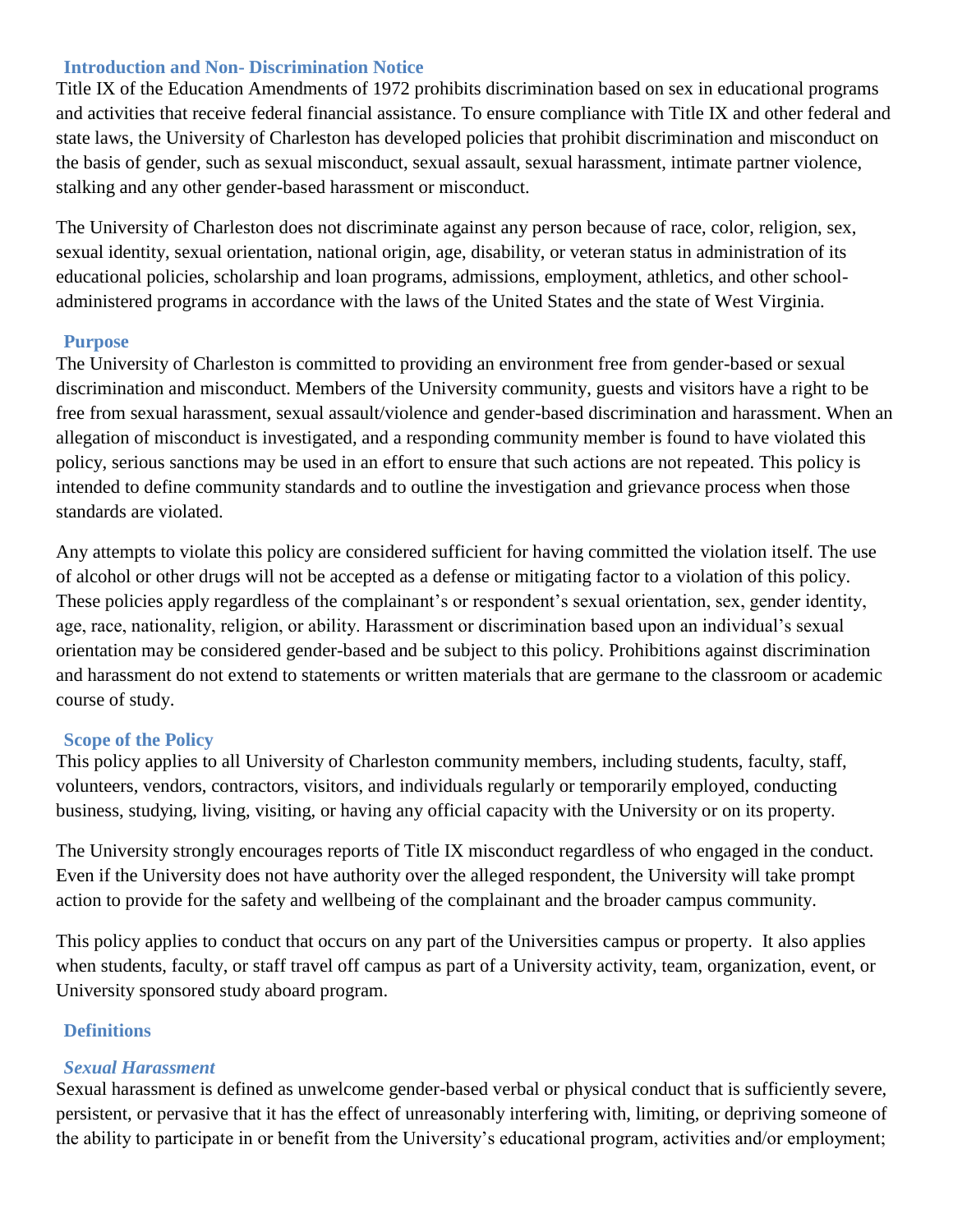## Introduction and Non- Discrimination Notice

Title IX of the Education Amendments of 1972 prohibits discrimination based on sex in educational programs and activities that receive federal financial assistance. To ensure compliance with Title IX and other federal and state laws, the University of Charleston has developed policies that prohibit discrimination and misconduct on the basis of gender, such as sexual misconduct, sexual assault, sexual harassment, intimate partner violence, stalking and any other gender-based harassment or misconduct.

The University of Charleston does not discriminate against any person because of race, color, religion, sex, sexual identity, sexual orientation, national origin, age, disability, or veteran status in administration of its educational policies, scholarship and loan programs, admissions, employment, athletics, and other school-administered programs in accordance with the laws of the United States and the state of West Virginia.

## Purpose

The University of Charleston is committed to providing an environment free from gender-based or sexual discrimination and misconduct. Members of the University community, guests and visitors have a right to be free from sexual harassment, sexual assault/violence and gender-based discrimination and harassment. When an allegation of misconduct is investigated, and a responding community member is found to have violated this policy, serious sanctions may be used in an effort to ensure that such actions are not repeated. This policy is intended to define community standards and to outline the investigation and grievance process when those standards are violated.

Any attempts to violate this policy are considered sufficient for having committed the violation itself. The use of alcohol or other drugs will not be accepted as a defense or mitigating factor to a violation of this policy. These policies apply regardless of the complainant's or respondent's sexual orientation, sex, gender identity, age, race, nationality, religion, or ability. Harassment or discrimination based upon an individual's sexual orientation may be considered gender-based and be subject to this policy. Prohibitions against discrimination and harassment do not extend to statements or written materials that are germane to the classroom or academic course of study.

## Scope of the Policy

This policy applies to all University of Charleston community members, including students, faculty, staff, volunteers, vendors, contractors, visitors, and individuals regularly or temporarily employed, conducting business, studying, living, visiting, or having any official capacity with the University or on its property.

The University strongly encourages reports of Title IX misconduct regardless of who engaged in the conduct. Even if the University does not have authority over the alleged respondent, the University will take prompt action to provide for the safety and wellbeing of the complainant and the broader campus community.

This policy applies to conduct that occurs on any part of the Universities campus or property. It also applies when students, faculty, or staff travel off campus as part of a University activity, team, organization, event, or University sponsored study aboard program.

## Definitions

### *Sexual Harassment*

Sexual harassment is defined as unwelcome gender-based verbal or physical conduct that is sufficiently severe, persistent, or pervasive that it has the effect of unreasonably interfering with, limiting, or depriving someone of the ability to participate in or benefit from the University's educational program, activities and/or employment;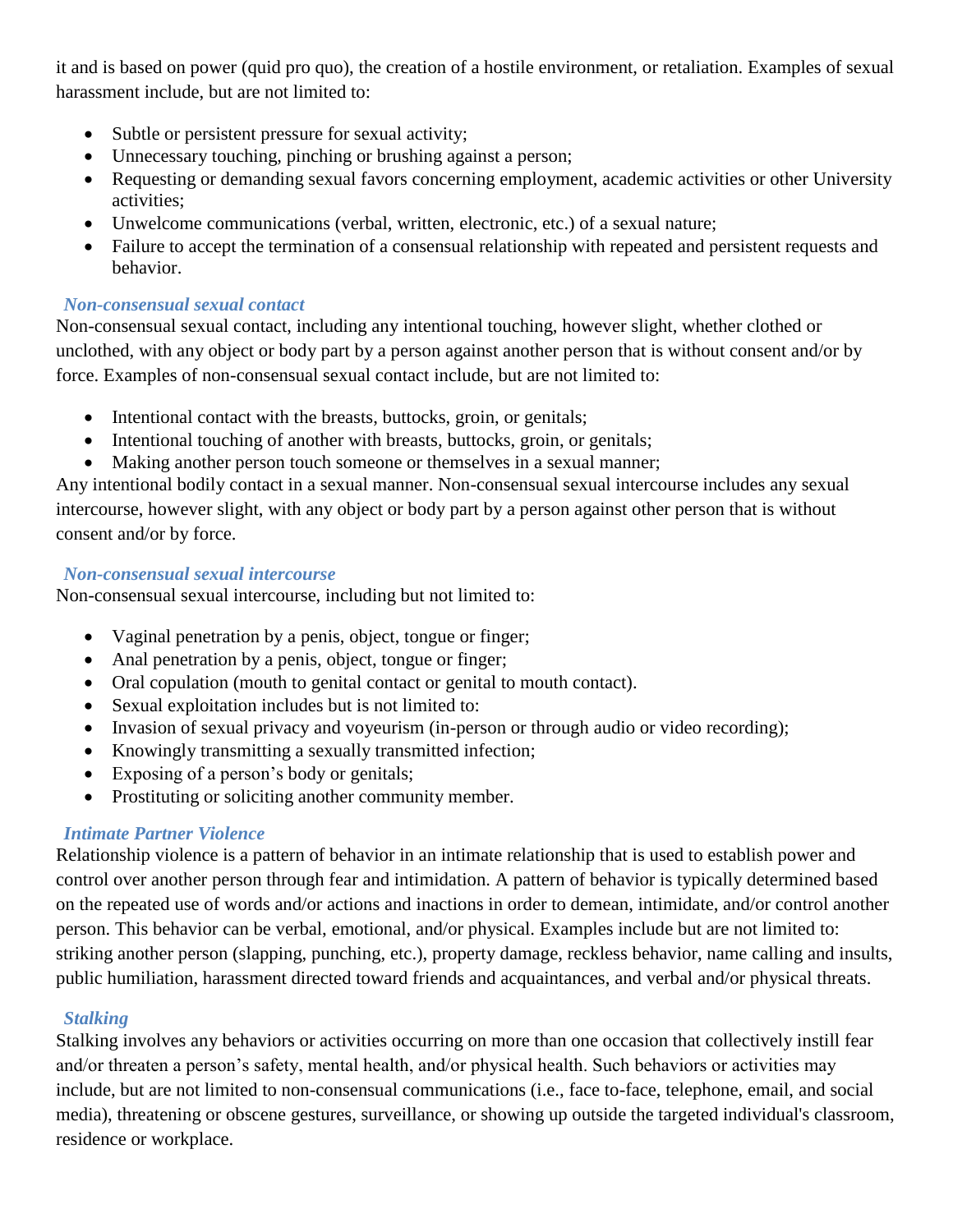it and is based on power (quid pro quo), the creation of a hostile environment, or retaliation. Examples of sexual harassment include, but are not limited to:

- Subtle or persistent pressure for sexual activity;
- Unnecessary touching, pinching or brushing against a person;
- Requesting or demanding sexual favors concerning employment, academic activities or other University activities;
- Unwelcome communications (verbal, written, electronic, etc.) of a sexual nature;
- Failure to accept the termination of a consensual relationship with repeated and persistent requests and behavior.

### *Non-consensual sexual contact*

Non-consensual sexual contact, including any intentional touching, however slight, whether clothed or unclothed, with any object or body part by a person against another person that is without consent and/or by force. Examples of non-consensual sexual contact include, but are not limited to:

- Intentional contact with the breasts, buttocks, groin, or genitals;
- Intentional touching of another with breasts, buttocks, groin, or genitals;
- Making another person touch someone or themselves in a sexual manner;

Any intentional bodily contact in a sexual manner. Non-consensual sexual intercourse includes any sexual intercourse, however slight, with any object or body part by a person against other person that is without consent and/or by force.

### *Non-consensual sexual intercourse*

Non-consensual sexual intercourse, including but not limited to:

- Vaginal penetration by a penis, object, tongue or finger;
- Anal penetration by a penis, object, tongue or finger;
- Oral copulation (mouth to genital contact or genital to mouth contact).
- Sexual exploitation includes but is not limited to:
- Invasion of sexual privacy and voyeurism (in-person or through audio or video recording);
- Knowingly transmitting a sexually transmitted infection;
- Exposing of a person's body or genitals;
- Prostituting or soliciting another community member.

### *Intimate Partner Violence*

Relationship violence is a pattern of behavior in an intimate relationship that is used to establish power and control over another person through fear and intimidation. A pattern of behavior is typically determined based on the repeated use of words and/or actions and inactions in order to demean, intimidate, and/or control another person. This behavior can be verbal, emotional, and/or physical. Examples include but are not limited to: striking another person (slapping, punching, etc.), property damage, reckless behavior, name calling and insults, public humiliation, harassment directed toward friends and acquaintances, and verbal and/or physical threats.

### *Stalking*

Stalking involves any behaviors or activities occurring on more than one occasion that collectively instill fear and/or threaten a person's safety, mental health, and/or physical health. Such behaviors or activities may include, but are not limited to non-consensual communications (i.e., face to-face, telephone, email, and social media), threatening or obscene gestures, surveillance, or showing up outside the targeted individual's classroom, residence or workplace.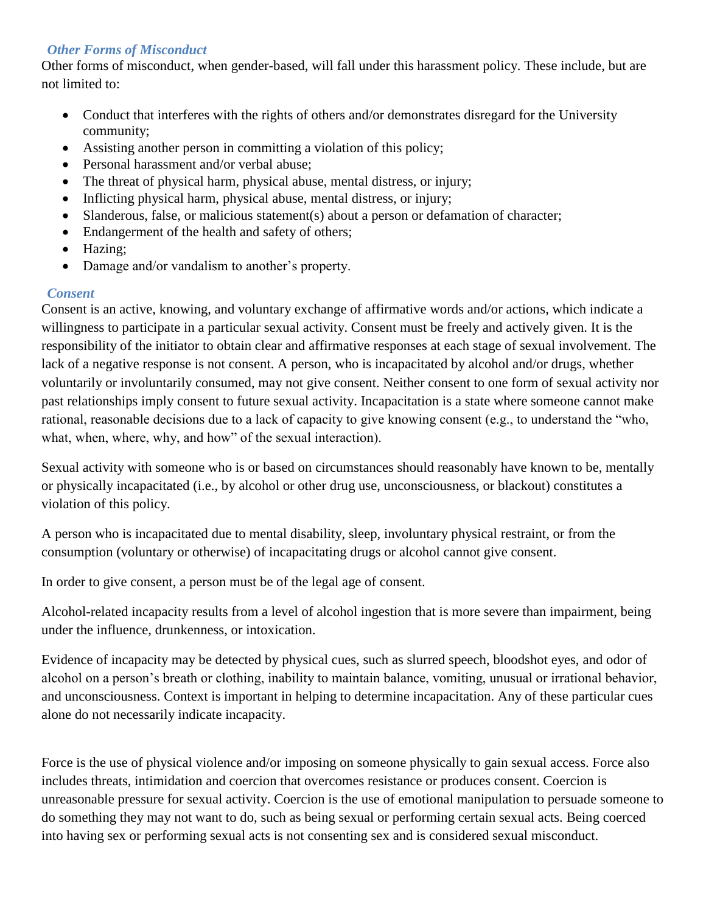### *Other Forms of Misconduct*

Other forms of misconduct, when gender-based, will fall under this harassment policy. These include, but are not limited to:

- Conduct that interferes with the rights of others and/or demonstrates disregard for the University community;
- Assisting another person in committing a violation of this policy;
- Personal harassment and/or verbal abuse;
- The threat of physical harm, physical abuse, mental distress, or injury;
- Inflicting physical harm, physical abuse, mental distress, or injury;
- Slanderous, false, or malicious statement(s) about a person or defamation of character;
- Endangerment of the health and safety of others;
- Hazing;
- Damage and/or vandalism to another's property.

### *Consent*

Consent is an active, knowing, and voluntary exchange of affirmative words and/or actions, which indicate a willingness to participate in a particular sexual activity. Consent must be freely and actively given. It is the responsibility of the initiator to obtain clear and affirmative responses at each stage of sexual involvement. The lack of a negative response is not consent. A person, who is incapacitated by alcohol and/or drugs, whether voluntarily or involuntarily consumed, may not give consent. Neither consent to one form of sexual activity nor past relationships imply consent to future sexual activity. Incapacitation is a state where someone cannot make rational, reasonable decisions due to a lack of capacity to give knowing consent (e.g., to understand the "who, what, when, where, why, and how" of the sexual interaction).

Sexual activity with someone who is or based on circumstances should reasonably have known to be, mentally or physically incapacitated (i.e., by alcohol or other drug use, unconsciousness, or blackout) constitutes a violation of this policy.

A person who is incapacitated due to mental disability, sleep, involuntary physical restraint, or from the consumption (voluntary or otherwise) of incapacitating drugs or alcohol cannot give consent.

In order to give consent, a person must be of the legal age of consent.

Alcohol-related incapacity results from a level of alcohol ingestion that is more severe than impairment, being under the influence, drunkenness, or intoxication.

Evidence of incapacity may be detected by physical cues, such as slurred speech, bloodshot eyes, and odor of alcohol on a person's breath or clothing, inability to maintain balance, vomiting, unusual or irrational behavior, and unconsciousness. Context is important in helping to determine incapacitation. Any of these particular cues alone do not necessarily indicate incapacity.

Force is the use of physical violence and/or imposing on someone physically to gain sexual access. Force also includes threats, intimidation and coercion that overcomes resistance or produces consent. Coercion is unreasonable pressure for sexual activity. Coercion is the use of emotional manipulation to persuade someone to do something they may not want to do, such as being sexual or performing certain sexual acts. Being coerced into having sex or performing sexual acts is not consenting sex and is considered sexual misconduct.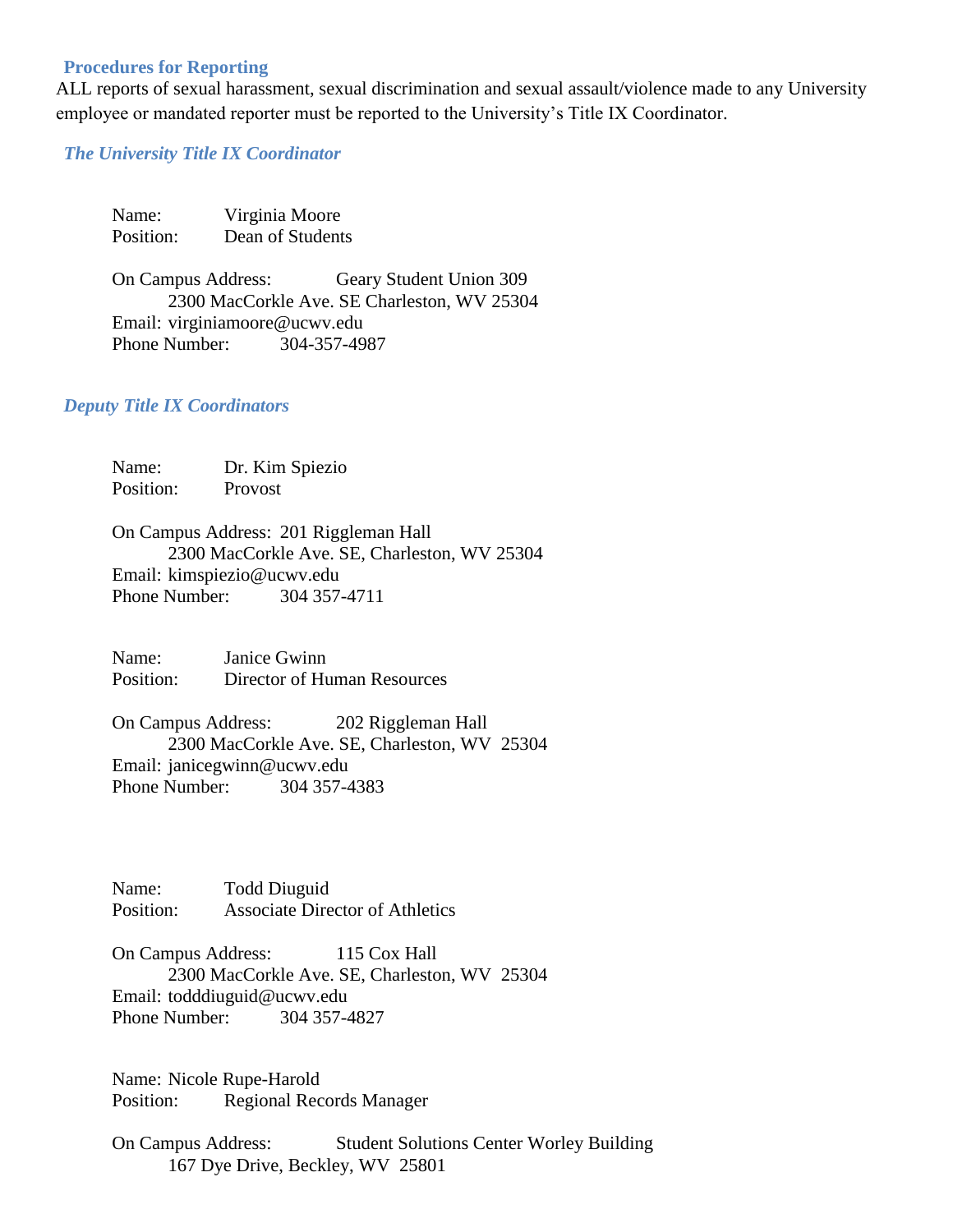### Procedures for Reporting

ALL reports of sexual harassment, sexual discrimination and sexual assault/violence made to any University employee or mandated reporter must be reported to the University's Title IX Coordinator.

#### *The University Title IX Coordinator*

Name: Virginia Moore
Position: Dean of Students

On Campus Address: Geary Student Union 309
2300 MacCorkle Ave. SE Charleston, WV 25304
Email: virginiamoore@ucwv.edu
Phone Number: 304-357-4987

#### *Deputy Title IX Coordinators*

Name: Dr. Kim Spiezio
Position: Provost

On Campus Address: 201 Riggleman Hall
2300 MacCorkle Ave. SE, Charleston, WV 25304
Email: kimspiezio@ucwv.edu
Phone Number: 304 357-4711

Name: Janice Gwinn
Position: Director of Human Resources

On Campus Address: 202 Riggleman Hall
2300 MacCorkle Ave. SE, Charleston, WV 25304
Email: janicegwinn@ucwv.edu
Phone Number: 304 357-4383

Name: Todd Diuguid
Position: Associate Director of Athletics

On Campus Address: 115 Cox Hall
2300 MacCorkle Ave. SE, Charleston, WV 25304
Email: todddiuguid@ucwv.edu
Phone Number: 304 357-4827

Name: Nicole Rupe-Harold
Position: Regional Records Manager

On Campus Address: Student Solutions Center Worley Building
167 Dye Drive, Beckley, WV 25801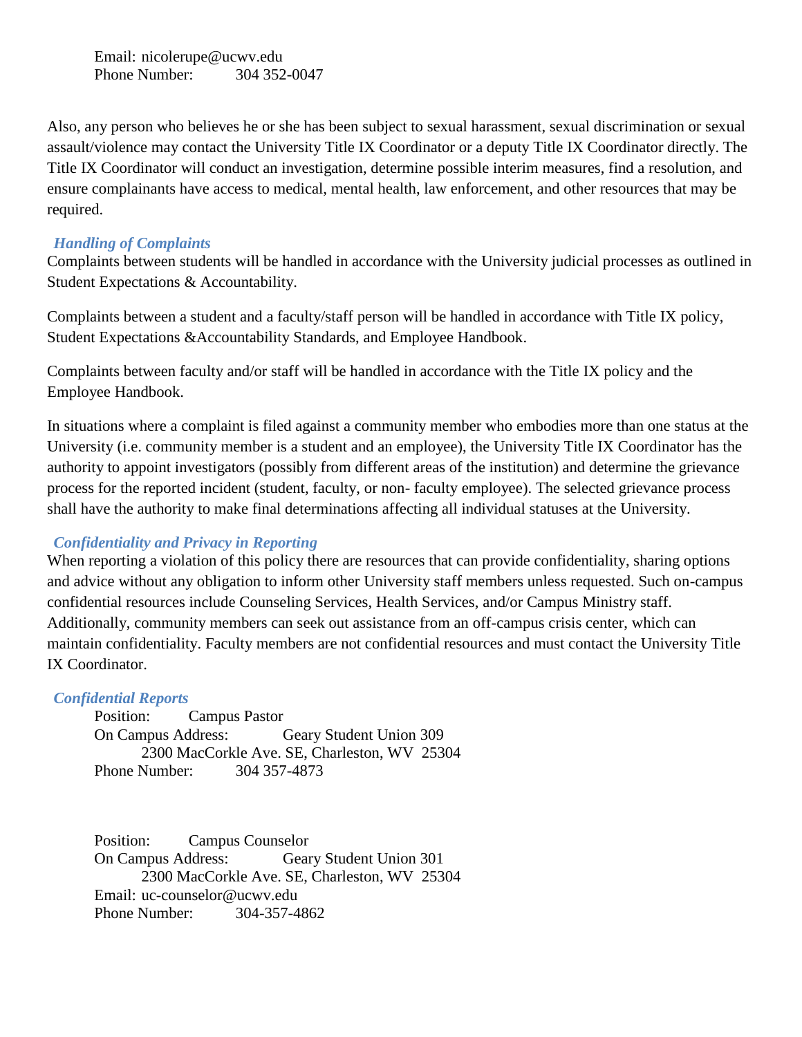Email: nicolerupe@ucwv.edu
Phone Number: 304 352-0047

Also, any person who believes he or she has been subject to sexual harassment, sexual discrimination or sexual assault/violence may contact the University Title IX Coordinator or a deputy Title IX Coordinator directly. The Title IX Coordinator will conduct an investigation, determine possible interim measures, find a resolution, and ensure complainants have access to medical, mental health, law enforcement, and other resources that may be required.

### *Handling of Complaints*

Complaints between students will be handled in accordance with the University judicial processes as outlined in Student Expectations & Accountability.

Complaints between a student and a faculty/staff person will be handled in accordance with Title IX policy, Student Expectations &Accountability Standards, and Employee Handbook.

Complaints between faculty and/or staff will be handled in accordance with the Title IX policy and the Employee Handbook.

In situations where a complaint is filed against a community member who embodies more than one status at the University (i.e. community member is a student and an employee), the University Title IX Coordinator has the authority to appoint investigators (possibly from different areas of the institution) and determine the grievance process for the reported incident (student, faculty, or non- faculty employee). The selected grievance process shall have the authority to make final determinations affecting all individual statuses at the University.

### *Confidentiality and Privacy in Reporting*

When reporting a violation of this policy there are resources that can provide confidentiality, sharing options and advice without any obligation to inform other University staff members unless requested. Such on-campus confidential resources include Counseling Services, Health Services, and/or Campus Ministry staff. Additionally, community members can seek out assistance from an off-campus crisis center, which can maintain confidentiality. Faculty members are not confidential resources and must contact the University Title IX Coordinator.

### *Confidential Reports*

Position: Campus Pastor
On Campus Address: Geary Student Union 309
2300 MacCorkle Ave. SE, Charleston, WV 25304
Phone Number: 304 357-4873

Position: Campus Counselor
On Campus Address: Geary Student Union 301
2300 MacCorkle Ave. SE, Charleston, WV 25304
Email: uc-counselor@ucwv.edu
Phone Number: 304-357-4862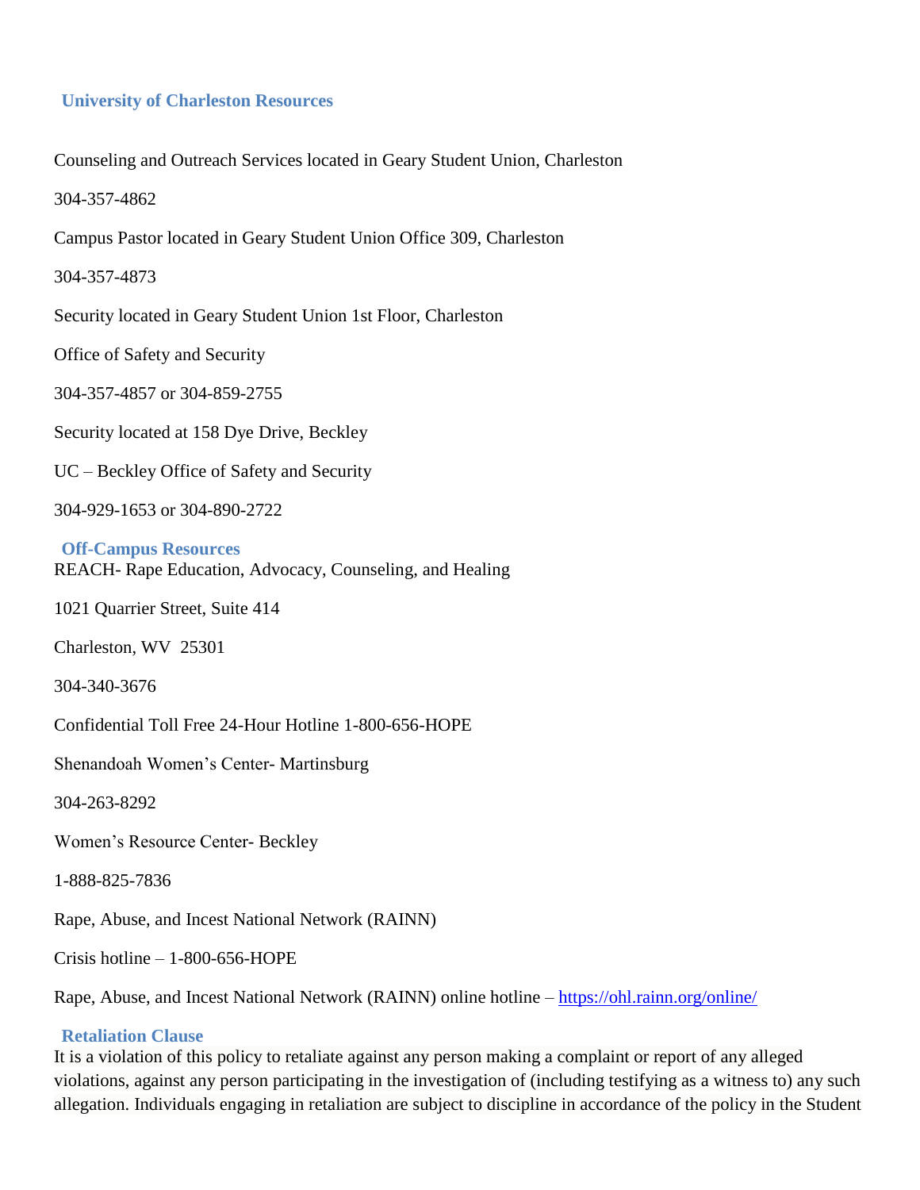## University of Charleston Resources

Counseling and Outreach Services located in Geary Student Union, Charleston

304-357-4862

Campus Pastor located in Geary Student Union Office 309, Charleston

304-357-4873

Security located in Geary Student Union 1st Floor, Charleston

Office of Safety and Security

304-357-4857 or 304-859-2755

Security located at 158 Dye Drive, Beckley

UC – Beckley Office of Safety and Security

304-929-1653 or 304-890-2722

## Off-Campus Resources

REACH- Rape Education, Advocacy, Counseling, and Healing

1021 Quarrier Street, Suite 414

Charleston, WV 25301

304-340-3676

Confidential Toll Free 24-Hour Hotline 1-800-656-HOPE

Shenandoah Women's Center- Martinsburg

304-263-8292

Women's Resource Center- Beckley

1-888-825-7836

Rape, Abuse, and Incest National Network (RAINN)

Crisis hotline – 1-800-656-HOPE

Rape, Abuse, and Incest National Network (RAINN) online hotline – [https://ohl.rainn.org/online/](https://ohl.rainn.org/online/)

## Retaliation Clause

It is a violation of this policy to retaliate against any person making a complaint or report of any alleged violations, against any person participating in the investigation of (including testifying as a witness to) any such allegation. Individuals engaging in retaliation are subject to discipline in accordance of the policy in the Student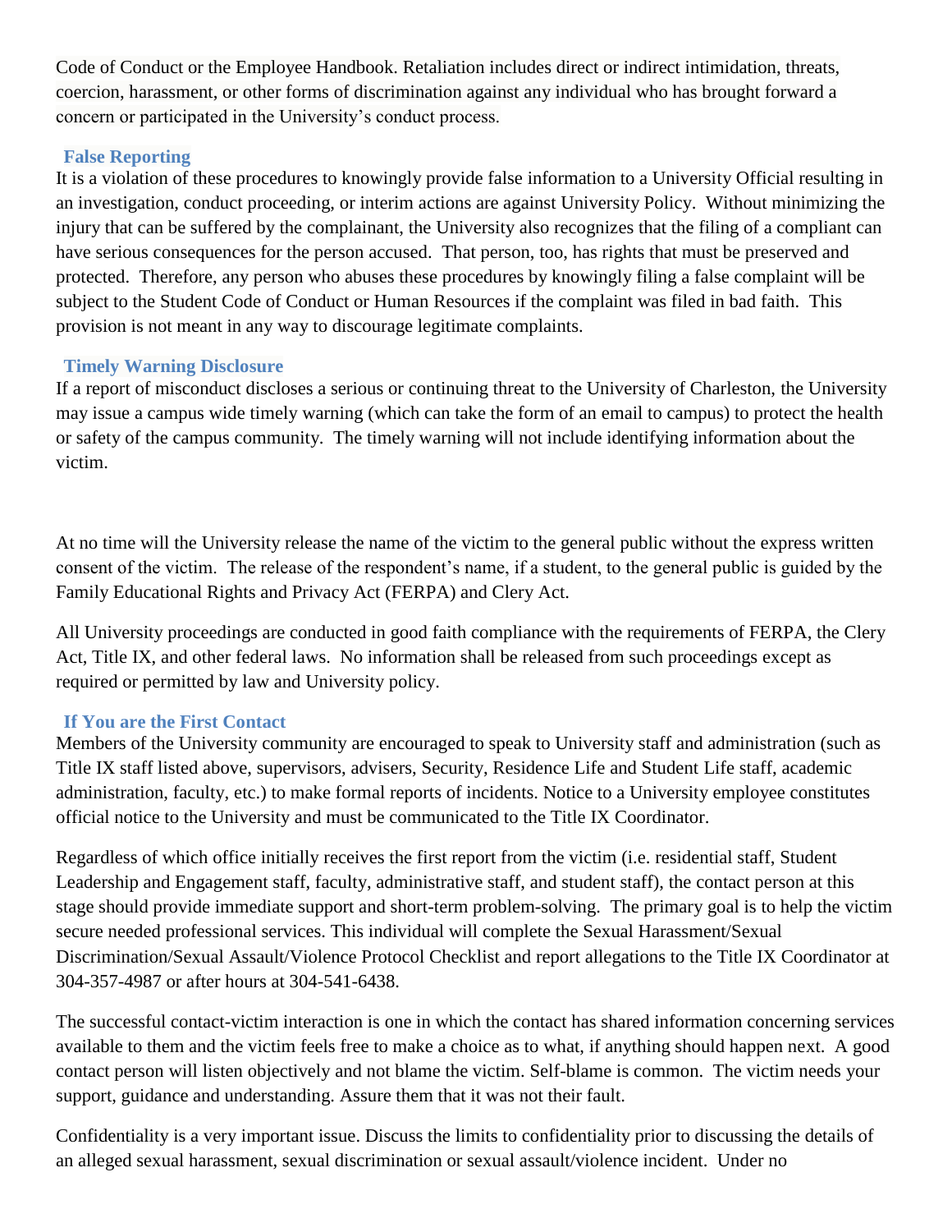Code of Conduct or the Employee Handbook. Retaliation includes direct or indirect intimidation, threats, coercion, harassment, or other forms of discrimination against any individual who has brought forward a concern or participated in the University's conduct process.

### False Reporting

It is a violation of these procedures to knowingly provide false information to a University Official resulting in an investigation, conduct proceeding, or interim actions are against University Policy. Without minimizing the injury that can be suffered by the complainant, the University also recognizes that the filing of a compliant can have serious consequences for the person accused. That person, too, has rights that must be preserved and protected. Therefore, any person who abuses these procedures by knowingly filing a false complaint will be subject to the Student Code of Conduct or Human Resources if the complaint was filed in bad faith. This provision is not meant in any way to discourage legitimate complaints.

### Timely Warning Disclosure

If a report of misconduct discloses a serious or continuing threat to the University of Charleston, the University may issue a campus wide timely warning (which can take the form of an email to campus) to protect the health or safety of the campus community. The timely warning will not include identifying information about the victim.

At no time will the University release the name of the victim to the general public without the express written consent of the victim. The release of the respondent's name, if a student, to the general public is guided by the Family Educational Rights and Privacy Act (FERPA) and Clery Act.

All University proceedings are conducted in good faith compliance with the requirements of FERPA, the Clery Act, Title IX, and other federal laws. No information shall be released from such proceedings except as required or permitted by law and University policy.

### If You are the First Contact

Members of the University community are encouraged to speak to University staff and administration (such as Title IX staff listed above, supervisors, advisers, Security, Residence Life and Student Life staff, academic administration, faculty, etc.) to make formal reports of incidents. Notice to a University employee constitutes official notice to the University and must be communicated to the Title IX Coordinator.

Regardless of which office initially receives the first report from the victim (i.e. residential staff, Student Leadership and Engagement staff, faculty, administrative staff, and student staff), the contact person at this stage should provide immediate support and short-term problem-solving. The primary goal is to help the victim secure needed professional services. This individual will complete the Sexual Harassment/Sexual Discrimination/Sexual Assault/Violence Protocol Checklist and report allegations to the Title IX Coordinator at 304-357-4987 or after hours at 304-541-6438.

The successful contact-victim interaction is one in which the contact has shared information concerning services available to them and the victim feels free to make a choice as to what, if anything should happen next. A good contact person will listen objectively and not blame the victim. Self-blame is common. The victim needs your support, guidance and understanding. Assure them that it was not their fault.

Confidentiality is a very important issue. Discuss the limits to confidentiality prior to discussing the details of an alleged sexual harassment, sexual discrimination or sexual assault/violence incident. Under no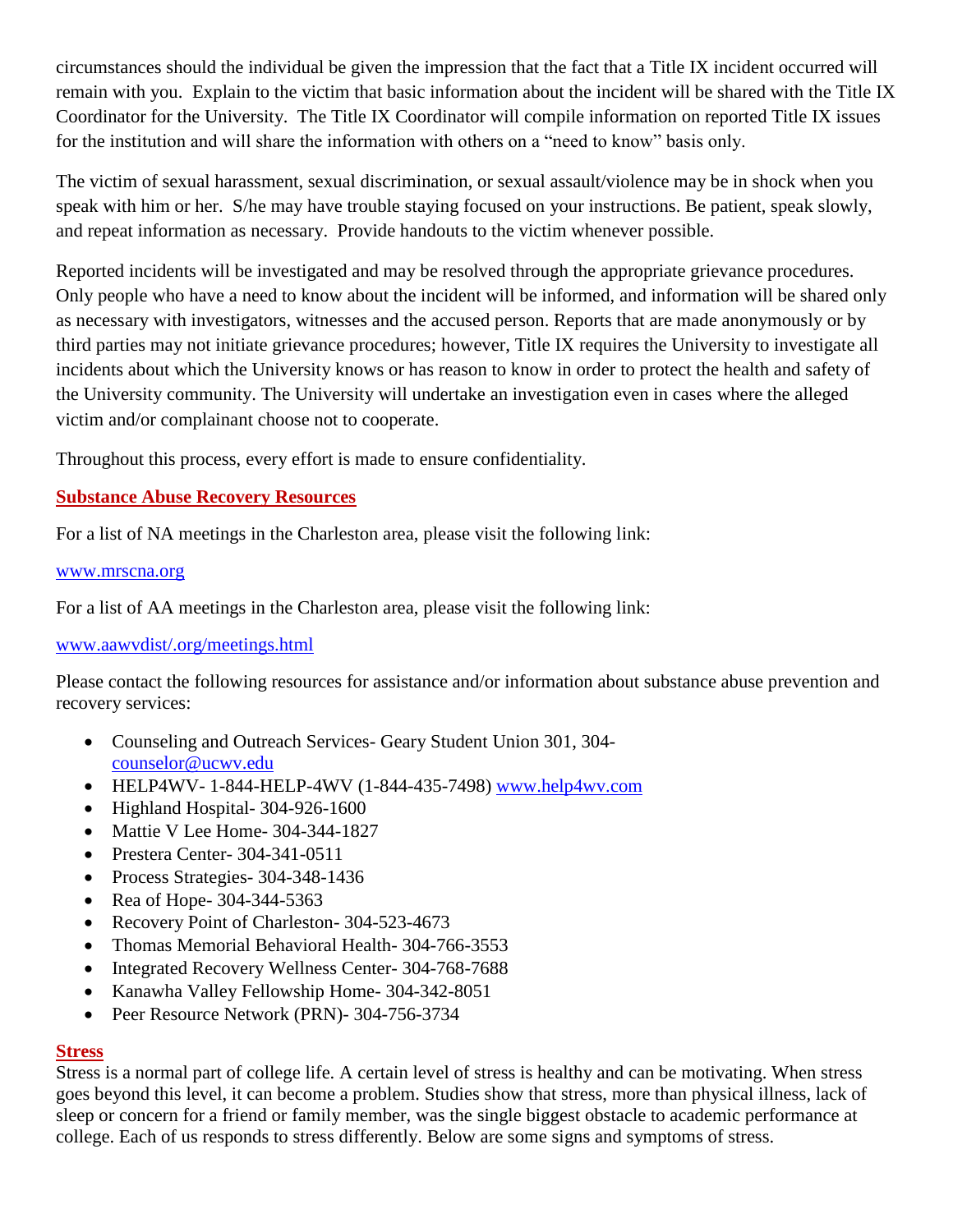circumstances should the individual be given the impression that the fact that a Title IX incident occurred will remain with you. Explain to the victim that basic information about the incident will be shared with the Title IX Coordinator for the University. The Title IX Coordinator will compile information on reported Title IX issues for the institution and will share the information with others on a "need to know" basis only.

The victim of sexual harassment, sexual discrimination, or sexual assault/violence may be in shock when you speak with him or her. S/he may have trouble staying focused on your instructions. Be patient, speak slowly, and repeat information as necessary. Provide handouts to the victim whenever possible.

Reported incidents will be investigated and may be resolved through the appropriate grievance procedures. Only people who have a need to know about the incident will be informed, and information will be shared only as necessary with investigators, witnesses and the accused person. Reports that are made anonymously or by third parties may not initiate grievance procedures; however, Title IX requires the University to investigate all incidents about which the University knows or has reason to know in order to protect the health and safety of the University community. The University will undertake an investigation even in cases where the alleged victim and/or complainant choose not to cooperate.

Throughout this process, every effort is made to ensure confidentiality.

## Substance Abuse Recovery Resources

For a list of NA meetings in the Charleston area, please visit the following link:

www.mrscna.org

For a list of AA meetings in the Charleston area, please visit the following link:

www.aawvdist/.org/meetings.html

Please contact the following resources for assistance and/or information about substance abuse prevention and recovery services:

- Counseling and Outreach Services- Geary Student Union 301, 304-counselor@ucwv.edu
- HELP4WV- 1-844-HELP-4WV (1-844-435-7498) www.help4wv.com
- Highland Hospital- 304-926-1600
- Mattie V Lee Home- 304-344-1827
- Prestera Center- 304-341-0511
- Process Strategies- 304-348-1436
- Rea of Hope- 304-344-5363
- Recovery Point of Charleston- 304-523-4673
- Thomas Memorial Behavioral Health- 304-766-3553
- Integrated Recovery Wellness Center- 304-768-7688
- Kanawha Valley Fellowship Home- 304-342-8051
- Peer Resource Network (PRN)- 304-756-3734

## Stress

Stress is a normal part of college life. A certain level of stress is healthy and can be motivating. When stress goes beyond this level, it can become a problem. Studies show that stress, more than physical illness, lack of sleep or concern for a friend or family member, was the single biggest obstacle to academic performance at college. Each of us responds to stress differently. Below are some signs and symptoms of stress.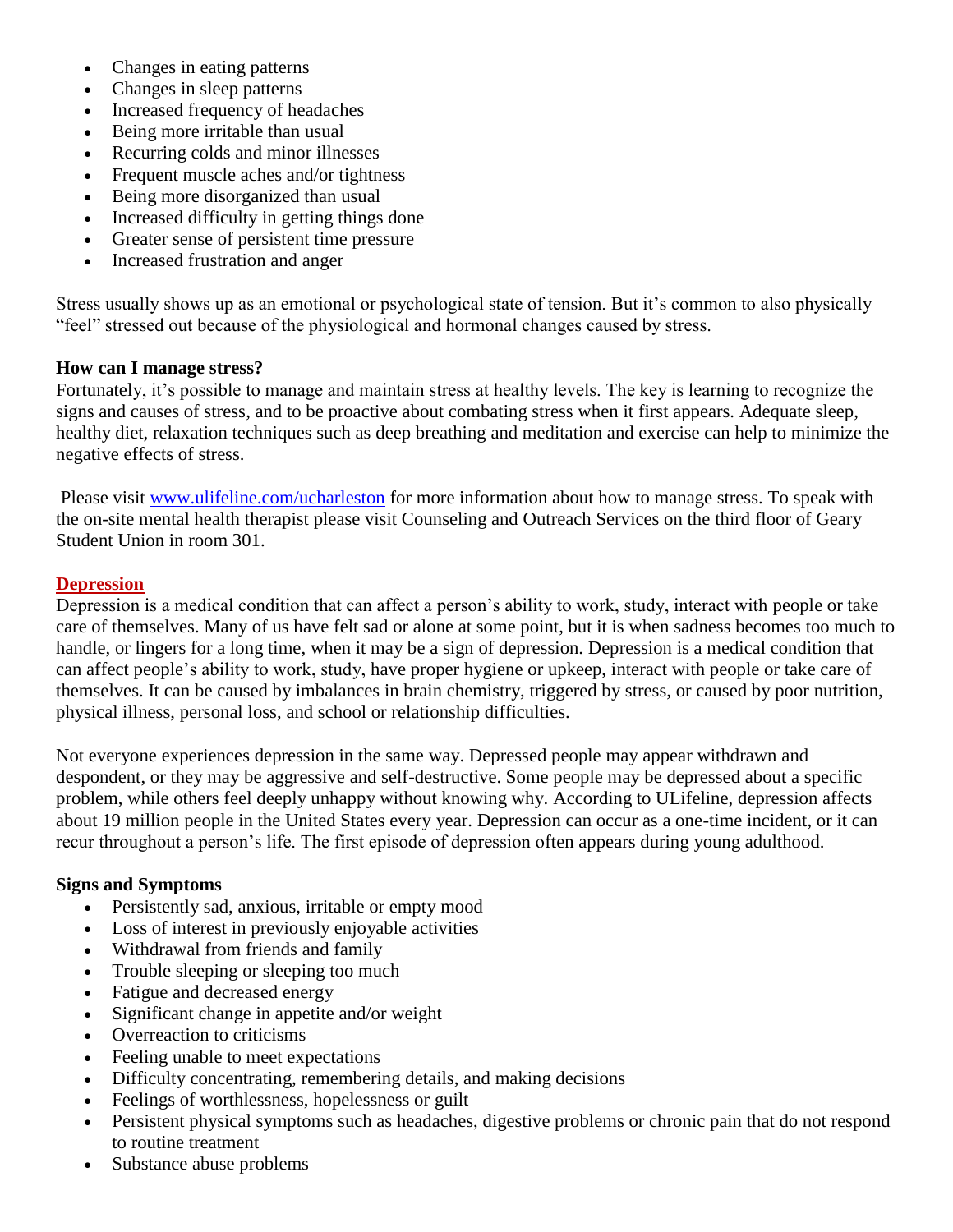- Changes in eating patterns
- Changes in sleep patterns
- Increased frequency of headaches
- Being more irritable than usual
- Recurring colds and minor illnesses
- Frequent muscle aches and/or tightness
- Being more disorganized than usual
- Increased difficulty in getting things done
- Greater sense of persistent time pressure
- Increased frustration and anger

Stress usually shows up as an emotional or psychological state of tension. But it's common to also physically "feel" stressed out because of the physiological and hormonal changes caused by stress.

**How can I manage stress?**

Fortunately, it's possible to manage and maintain stress at healthy levels. The key is learning to recognize the signs and causes of stress, and to be proactive about combating stress when it first appears. Adequate sleep, healthy diet, relaxation techniques such as deep breathing and meditation and exercise can help to minimize the negative effects of stress.

Please visit [www.ulifeline.com/ucharleston](http://www.ulifeline.com/ucharleston) for more information about how to manage stress. To speak with the on-site mental health therapist please visit Counseling and Outreach Services on the third floor of Geary Student Union in room 301.

## Depression

Depression is a medical condition that can affect a person's ability to work, study, interact with people or take care of themselves. Many of us have felt sad or alone at some point, but it is when sadness becomes too much to handle, or lingers for a long time, when it may be a sign of depression. Depression is a medical condition that can affect people's ability to work, study, have proper hygiene or upkeep, interact with people or take care of themselves. It can be caused by imbalances in brain chemistry, triggered by stress, or caused by poor nutrition, physical illness, personal loss, and school or relationship difficulties.

Not everyone experiences depression in the same way. Depressed people may appear withdrawn and despondent, or they may be aggressive and self-destructive. Some people may be depressed about a specific problem, while others feel deeply unhappy without knowing why. According to ULifeline, depression affects about 19 million people in the United States every year. Depression can occur as a one-time incident, or it can recur throughout a person's life. The first episode of depression often appears during young adulthood.

**Signs and Symptoms**

- Persistently sad, anxious, irritable or empty mood
- Loss of interest in previously enjoyable activities
- Withdrawal from friends and family
- Trouble sleeping or sleeping too much
- Fatigue and decreased energy
- Significant change in appetite and/or weight
- Overreaction to criticisms
- Feeling unable to meet expectations
- Difficulty concentrating, remembering details, and making decisions
- Feelings of worthlessness, hopelessness or guilt
- Persistent physical symptoms such as headaches, digestive problems or chronic pain that do not respond to routine treatment
- Substance abuse problems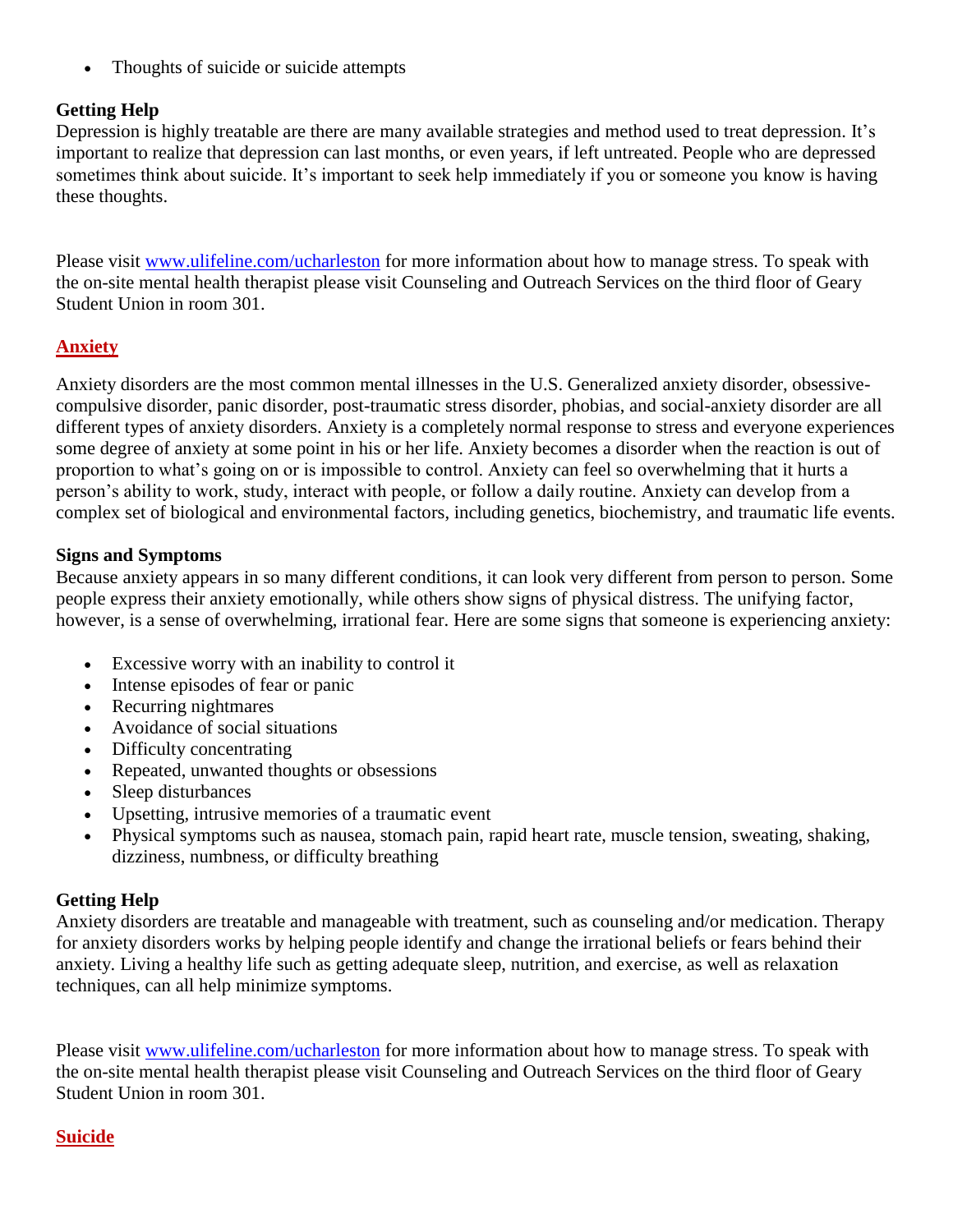- Thoughts of suicide or suicide attempts

**Getting Help**
Depression is highly treatable are there are many available strategies and method used to treat depression. It's important to realize that depression can last months, or even years, if left untreated. People who are depressed sometimes think about suicide. It's important to seek help immediately if you or someone you know is having these thoughts.

Please visit [www.ulifeline.com/ucharleston](www.ulifeline.com/ucharleston) for more information about how to manage stress. To speak with the on-site mental health therapist please visit Counseling and Outreach Services on the third floor of Geary Student Union in room 301.

## Anxiety

Anxiety disorders are the most common mental illnesses in the U.S. Generalized anxiety disorder, obsessive-compulsive disorder, panic disorder, post-traumatic stress disorder, phobias, and social-anxiety disorder are all different types of anxiety disorders. Anxiety is a completely normal response to stress and everyone experiences some degree of anxiety at some point in his or her life. Anxiety becomes a disorder when the reaction is out of proportion to what's going on or is impossible to control. Anxiety can feel so overwhelming that it hurts a person's ability to work, study, interact with people, or follow a daily routine. Anxiety can develop from a complex set of biological and environmental factors, including genetics, biochemistry, and traumatic life events.

**Signs and Symptoms**
Because anxiety appears in so many different conditions, it can look very different from person to person. Some people express their anxiety emotionally, while others show signs of physical distress. The unifying factor, however, is a sense of overwhelming, irrational fear. Here are some signs that someone is experiencing anxiety:

- Excessive worry with an inability to control it
- Intense episodes of fear or panic
- Recurring nightmares
- Avoidance of social situations
- Difficulty concentrating
- Repeated, unwanted thoughts or obsessions
- Sleep disturbances
- Upsetting, intrusive memories of a traumatic event
- Physical symptoms such as nausea, stomach pain, rapid heart rate, muscle tension, sweating, shaking, dizziness, numbness, or difficulty breathing

**Getting Help**
Anxiety disorders are treatable and manageable with treatment, such as counseling and/or medication. Therapy for anxiety disorders works by helping people identify and change the irrational beliefs or fears behind their anxiety. Living a healthy life such as getting adequate sleep, nutrition, and exercise, as well as relaxation techniques, can all help minimize symptoms.

Please visit [www.ulifeline.com/ucharleston](www.ulifeline.com/ucharleston) for more information about how to manage stress. To speak with the on-site mental health therapist please visit Counseling and Outreach Services on the third floor of Geary Student Union in room 301.

## Suicide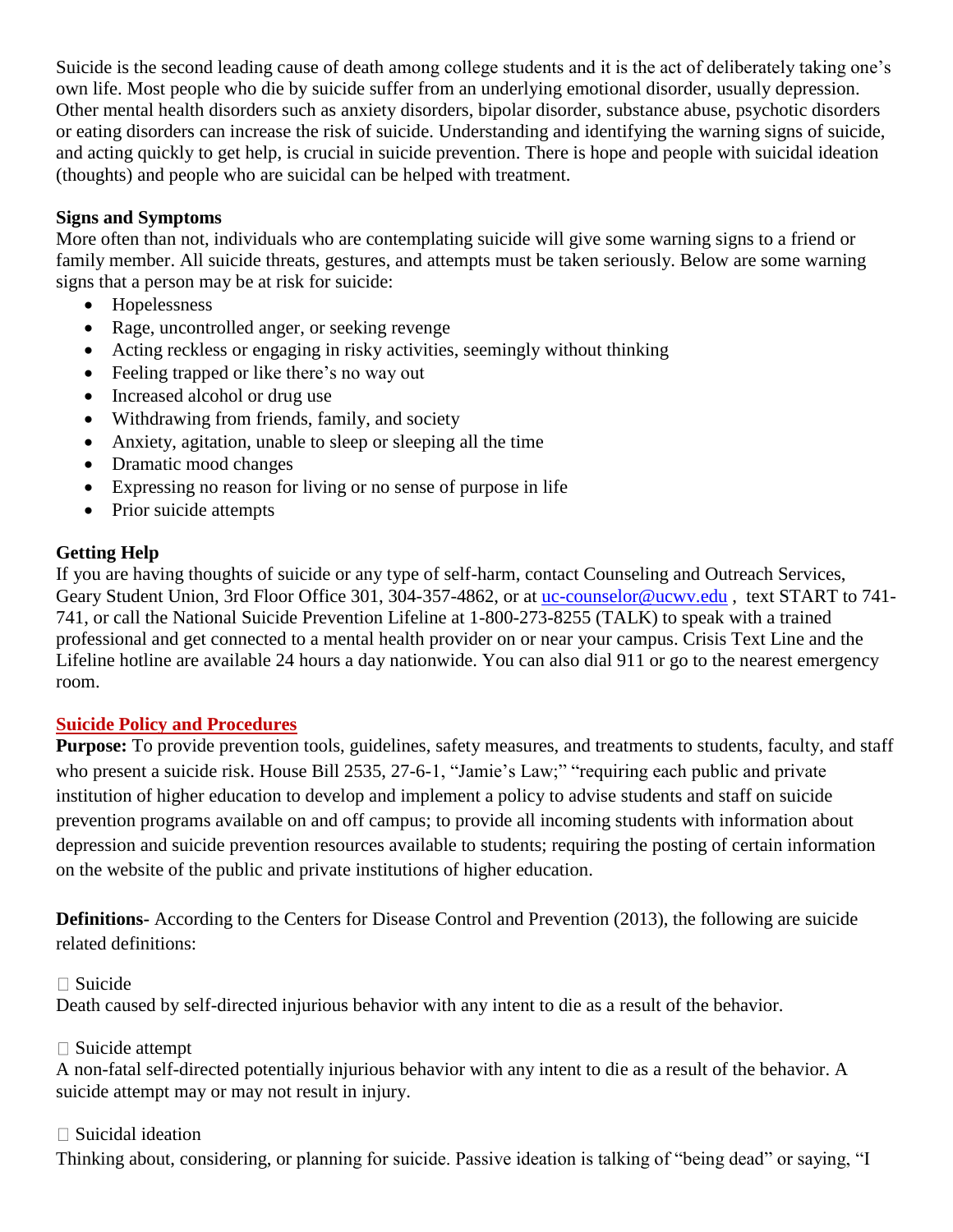Suicide is the second leading cause of death among college students and it is the act of deliberately taking one's own life. Most people who die by suicide suffer from an underlying emotional disorder, usually depression. Other mental health disorders such as anxiety disorders, bipolar disorder, substance abuse, psychotic disorders or eating disorders can increase the risk of suicide. Understanding and identifying the warning signs of suicide, and acting quickly to get help, is crucial in suicide prevention. There is hope and people with suicidal ideation (thoughts) and people who are suicidal can be helped with treatment.

**Signs and Symptoms**

More often than not, individuals who are contemplating suicide will give some warning signs to a friend or family member. All suicide threats, gestures, and attempts must be taken seriously. Below are some warning signs that a person may be at risk for suicide:

- Hopelessness
- Rage, uncontrolled anger, or seeking revenge
- Acting reckless or engaging in risky activities, seemingly without thinking
- Feeling trapped or like there's no way out
- Increased alcohol or drug use
- Withdrawing from friends, family, and society
- Anxiety, agitation, unable to sleep or sleeping all the time
- Dramatic mood changes
- Expressing no reason for living or no sense of purpose in life
- Prior suicide attempts

**Getting Help**

If you are having thoughts of suicide or any type of self-harm, contact Counseling and Outreach Services, Geary Student Union, 3rd Floor Office 301, 304-357-4862, or at uc-counselor@ucwv.edu , text START to 741-741, or call the National Suicide Prevention Lifeline at 1-800-273-8255 (TALK) to speak with a trained professional and get connected to a mental health provider on or near your campus. Crisis Text Line and the Lifeline hotline are available 24 hours a day nationwide. You can also dial 911 or go to the nearest emergency room.

**Suicide Policy and Procedures**

**Purpose:** To provide prevention tools, guidelines, safety measures, and treatments to students, faculty, and staff who present a suicide risk. House Bill 2535, 27-6-1, "Jamie's Law;" "requiring each public and private institution of higher education to develop and implement a policy to advise students and staff on suicide prevention programs available on and off campus; to provide all incoming students with information about depression and suicide prevention resources available to students; requiring the posting of certain information on the website of the public and private institutions of higher education.

**Definitions-** According to the Centers for Disease Control and Prevention (2013), the following are suicide related definitions:

- Suicide

Death caused by self-directed injurious behavior with any intent to die as a result of the behavior.

- Suicide attempt

A non-fatal self-directed potentially injurious behavior with any intent to die as a result of the behavior. A suicide attempt may or may not result in injury.

- Suicidal ideation

Thinking about, considering, or planning for suicide. Passive ideation is talking of "being dead" or saying, "I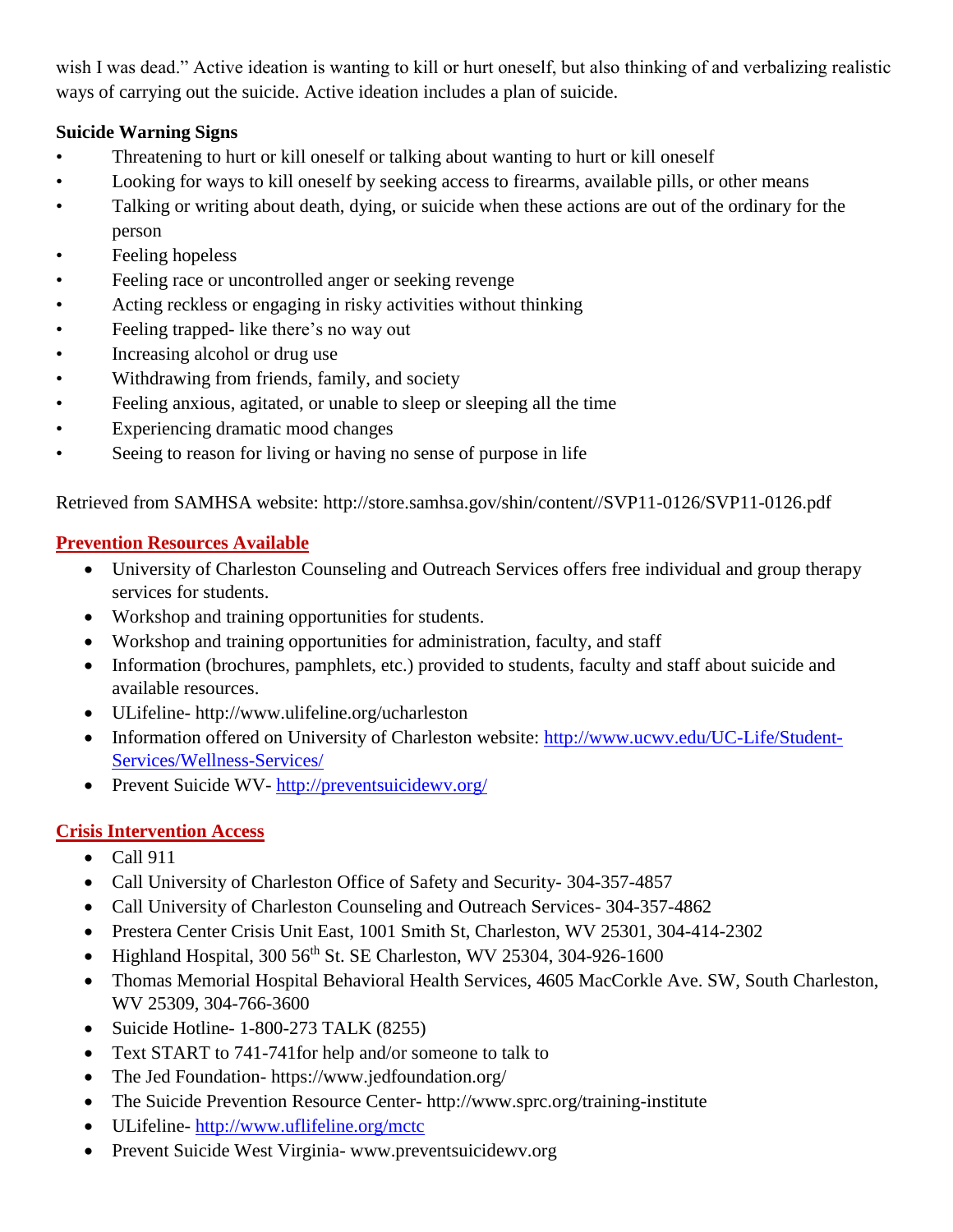wish I was dead." Active ideation is wanting to kill or hurt oneself, but also thinking of and verbalizing realistic ways of carrying out the suicide. Active ideation includes a plan of suicide.

**Suicide Warning Signs**

- Threatening to hurt or kill oneself or talking about wanting to hurt or kill oneself
- Looking for ways to kill oneself by seeking access to firearms, available pills, or other means
- Talking or writing about death, dying, or suicide when these actions are out of the ordinary for the person
- Feeling hopeless
- Feeling race or uncontrolled anger or seeking revenge
- Acting reckless or engaging in risky activities without thinking
- Feeling trapped- like there's no way out
- Increasing alcohol or drug use
- Withdrawing from friends, family, and society
- Feeling anxious, agitated, or unable to sleep or sleeping all the time
- Experiencing dramatic mood changes
- Seeing to reason for living or having no sense of purpose in life

Retrieved from SAMHSA website: http://store.samhsa.gov/shin/content//SVP11-0126/SVP11-0126.pdf

## Prevention Resources Available

- University of Charleston Counseling and Outreach Services offers free individual and group therapy services for students.
- Workshop and training opportunities for students.
- Workshop and training opportunities for administration, faculty, and staff
- Information (brochures, pamphlets, etc.) provided to students, faculty and staff about suicide and available resources.
- ULifeline- http://www.ulifeline.org/ucharleston
- Information offered on University of Charleston website: http://www.ucwv.edu/UC-Life/Student-Services/Wellness-Services/
- Prevent Suicide WV- http://preventsuicidewv.org/

## Crisis Intervention Access

- Call 911
- Call University of Charleston Office of Safety and Security- 304-357-4857
- Call University of Charleston Counseling and Outreach Services- 304-357-4862
- Prestera Center Crisis Unit East, 1001 Smith St, Charleston, WV 25301, 304-414-2302
- Highland Hospital, 300 56th St. SE Charleston, WV 25304, 304-926-1600
- Thomas Memorial Hospital Behavioral Health Services, 4605 MacCorkle Ave. SW, South Charleston, WV 25309, 304-766-3600
- Suicide Hotline- 1-800-273 TALK (8255)
- Text START to 741-741for help and/or someone to talk to
- The Jed Foundation- https://www.jedfoundation.org/
- The Suicide Prevention Resource Center- http://www.sprc.org/training-institute
- ULifeline- http://www.uflifeline.org/mctc
- Prevent Suicide West Virginia- www.preventsuicidewv.org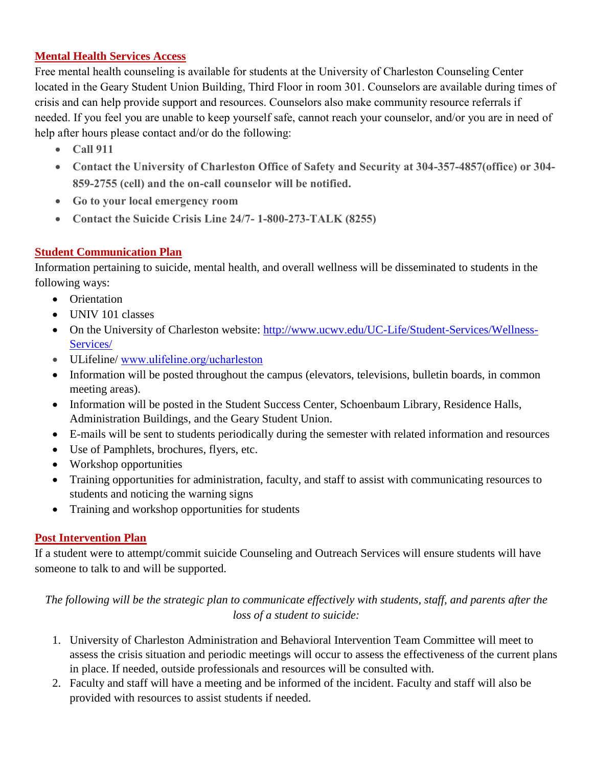## Mental Health Services Access

Free mental health counseling is available for students at the University of Charleston Counseling Center located in the Geary Student Union Building, Third Floor in room 301. Counselors are available during times of crisis and can help provide support and resources. Counselors also make community resource referrals if needed. If you feel you are unable to keep yourself safe, cannot reach your counselor, and/or you are in need of help after hours please contact and/or do the following:

- **Call 911**
- **Contact the University of Charleston Office of Safety and Security at 304-357-4857(office) or 304-859-2755 (cell) and the on-call counselor will be notified.**
- **Go to your local emergency room**
- **Contact the Suicide Crisis Line 24/7- 1-800-273-TALK (8255)**

## Student Communication Plan

Information pertaining to suicide, mental health, and overall wellness will be disseminated to students in the following ways:

- Orientation
- UNIV 101 classes
- On the University of Charleston website: [http://www.ucwv.edu/UC-Life/Student-Services/Wellness-Services/](http://www.ucwv.edu/UC-Life/Student-Services/Wellness-Services/)
- ULifeline/ [www.ulifeline.org/ucharleston](www.ulifeline.org/ucharleston)
- Information will be posted throughout the campus (elevators, televisions, bulletin boards, in common meeting areas).
- Information will be posted in the Student Success Center, Schoenbaum Library, Residence Halls, Administration Buildings, and the Geary Student Union.
- E-mails will be sent to students periodically during the semester with related information and resources
- Use of Pamphlets, brochures, flyers, etc.
- Workshop opportunities
- Training opportunities for administration, faculty, and staff to assist with communicating resources to students and noticing the warning signs
- Training and workshop opportunities for students

## Post Intervention Plan

If a student were to attempt/commit suicide Counseling and Outreach Services will ensure students will have someone to talk to and will be supported.

*The following will be the strategic plan to communicate effectively with students, staff, and parents after the loss of a student to suicide:*

1. University of Charleston Administration and Behavioral Intervention Team Committee will meet to assess the crisis situation and periodic meetings will occur to assess the effectiveness of the current plans in place. If needed, outside professionals and resources will be consulted with.
2. Faculty and staff will have a meeting and be informed of the incident. Faculty and staff will also be provided with resources to assist students if needed.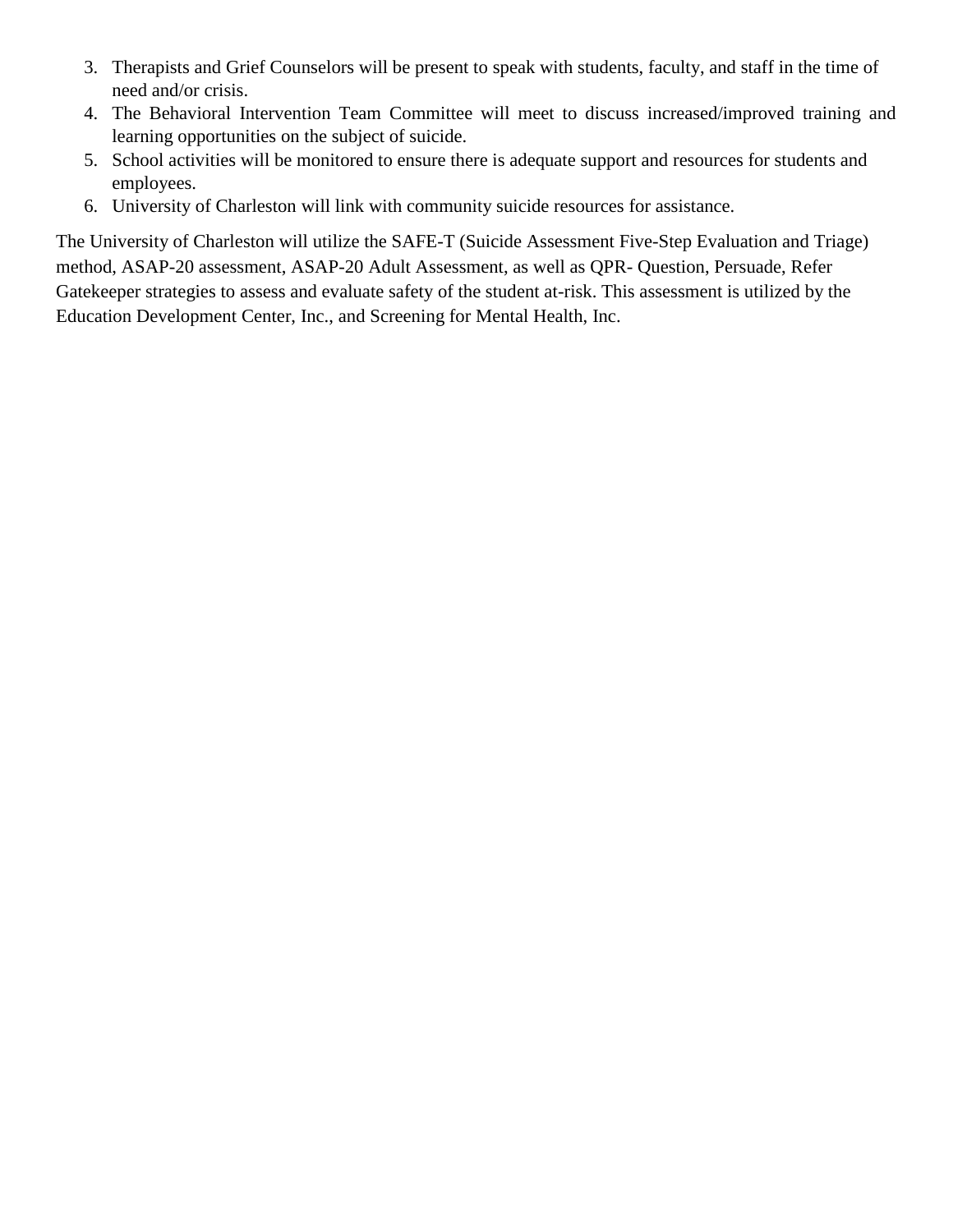3. Therapists and Grief Counselors will be present to speak with students, faculty, and staff in the time of need and/or crisis.
4. The Behavioral Intervention Team Committee will meet to discuss increased/improved training and learning opportunities on the subject of suicide.
5. School activities will be monitored to ensure there is adequate support and resources for students and employees.
6. University of Charleston will link with community suicide resources for assistance.

The University of Charleston will utilize the SAFE-T (Suicide Assessment Five-Step Evaluation and Triage) method, ASAP-20 assessment, ASAP-20 Adult Assessment, as well as QPR- Question, Persuade, Refer Gatekeeper strategies to assess and evaluate safety of the student at-risk. This assessment is utilized by the Education Development Center, Inc., and Screening for Mental Health, Inc.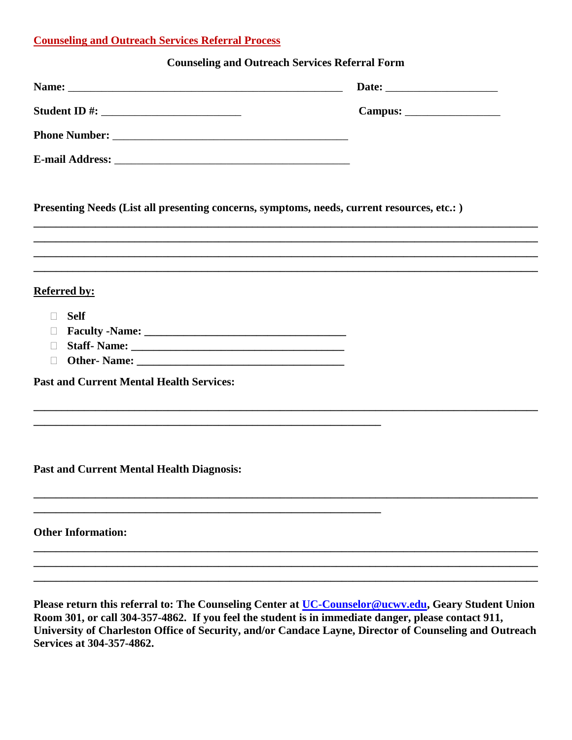## Counseling and Outreach Services Referral Process

**Counseling and Outreach Services Referral Form**

**Name:** ________________________________________________ **Date:** ___________________

**Student ID #:** ________________________ **Campus:** ________________

**Phone Number:** ________________________________________

**E-mail Address:** ________________________________________

**Presenting Needs (List all presenting concerns, symptoms, needs, current resources, etc.: )**

________________________________________________________________________________

________________________________________________________________________________

________________________________________________________________________________

________________________________________________________________________________

**Referred by:**

- ☐ **Self**
- ☐ **Faculty -Name:** ____________________________________
- ☐ **Staff- Name:** ____________________________________
- ☐ **Other- Name:** ____________________________________

**Past and Current Mental Health Services:**

________________________________________________________________________________

______________________________________________________________

**Past and Current Mental Health Diagnosis:**

________________________________________________________________________________

______________________________________________________________

**Other Information:**

________________________________________________________________________________

________________________________________________________________________________

________________________________________________________________________________

**Please return this referral to: The Counseling Center at UC-Counselor@ucwv.edu, Geary Student Union Room 301, or call 304-357-4862. If you feel the student is in immediate danger, please contact 911, University of Charleston Office of Security, and/or Candace Layne, Director of Counseling and Outreach Services at 304-357-4862.**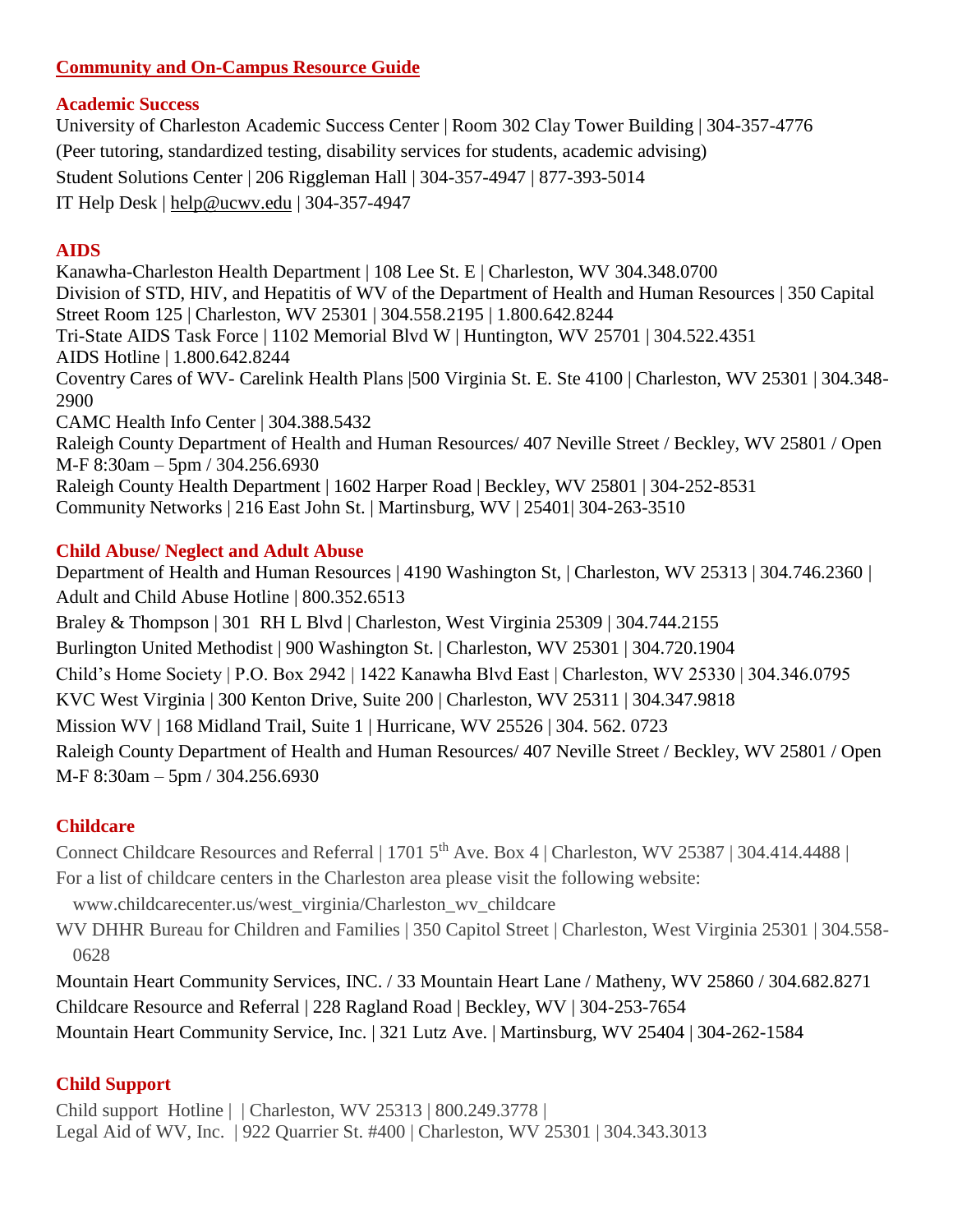## Community and On-Campus Resource Guide

### Academic Success

University of Charleston Academic Success Center | Room 302 Clay Tower Building | 304-357-4776
(Peer tutoring, standardized testing, disability services for students, academic advising)
Student Solutions Center | 206 Riggleman Hall | 304-357-4947 | 877-393-5014
IT Help Desk | help@ucwv.edu | 304-357-4947

### AIDS

Kanawha-Charleston Health Department | 108 Lee St. E | Charleston, WV 304.348.0700
Division of STD, HIV, and Hepatitis of WV of the Department of Health and Human Resources | 350 Capital Street Room 125 | Charleston, WV 25301 | 304.558.2195 | 1.800.642.8244
Tri-State AIDS Task Force | 1102 Memorial Blvd W | Huntington, WV 25701 | 304.522.4351
AIDS Hotline | 1.800.642.8244
Coventry Cares of WV- Carelink Health Plans |500 Virginia St. E. Ste 4100 | Charleston, WV 25301 | 304.348-2900
CAMC Health Info Center | 304.388.5432
Raleigh County Department of Health and Human Resources/ 407 Neville Street / Beckley, WV 25801 / Open M-F 8:30am – 5pm / 304.256.6930
Raleigh County Health Department | 1602 Harper Road | Beckley, WV 25801 | 304-252-8531
Community Networks | 216 East John St. | Martinsburg, WV | 25401| 304-263-3510

### Child Abuse/ Neglect and Adult Abuse

Department of Health and Human Resources | 4190 Washington St, | Charleston, WV 25313 | 304.746.2360 | Adult and Child Abuse Hotline | 800.352.6513
Braley & Thompson | 301 RH L Blvd | Charleston, West Virginia 25309 | 304.744.2155
Burlington United Methodist | 900 Washington St. | Charleston, WV 25301 | 304.720.1904
Child's Home Society | P.O. Box 2942 | 1422 Kanawha Blvd East | Charleston, WV 25330 | 304.346.0795
KVC West Virginia | 300 Kenton Drive, Suite 200 | Charleston, WV 25311 | 304.347.9818
Mission WV | 168 Midland Trail, Suite 1 | Hurricane, WV 25526 | 304. 562. 0723
Raleigh County Department of Health and Human Resources/ 407 Neville Street / Beckley, WV 25801 / Open M-F 8:30am – 5pm / 304.256.6930

### Childcare

Connect Childcare Resources and Referral | 1701 5th Ave. Box 4 | Charleston, WV 25387 | 304.414.4488 |
For a list of childcare centers in the Charleston area please visit the following website:
www.childcarecenter.us/west_virginia/Charleston_wv_childcare
WV DHHR Bureau for Children and Families | 350 Capitol Street | Charleston, West Virginia 25301 | 304.558-0628
Mountain Heart Community Services, INC. / 33 Mountain Heart Lane / Matheny, WV 25860 / 304.682.8271
Childcare Resource and Referral | 228 Ragland Road | Beckley, WV | 304-253-7654
Mountain Heart Community Service, Inc. | 321 Lutz Ave. | Martinsburg, WV 25404 | 304-262-1584

### Child Support

Child support Hotline | | Charleston, WV 25313 | 800.249.3778 |
Legal Aid of WV, Inc. | 922 Quarrier St. #400 | Charleston, WV 25301 | 304.343.3013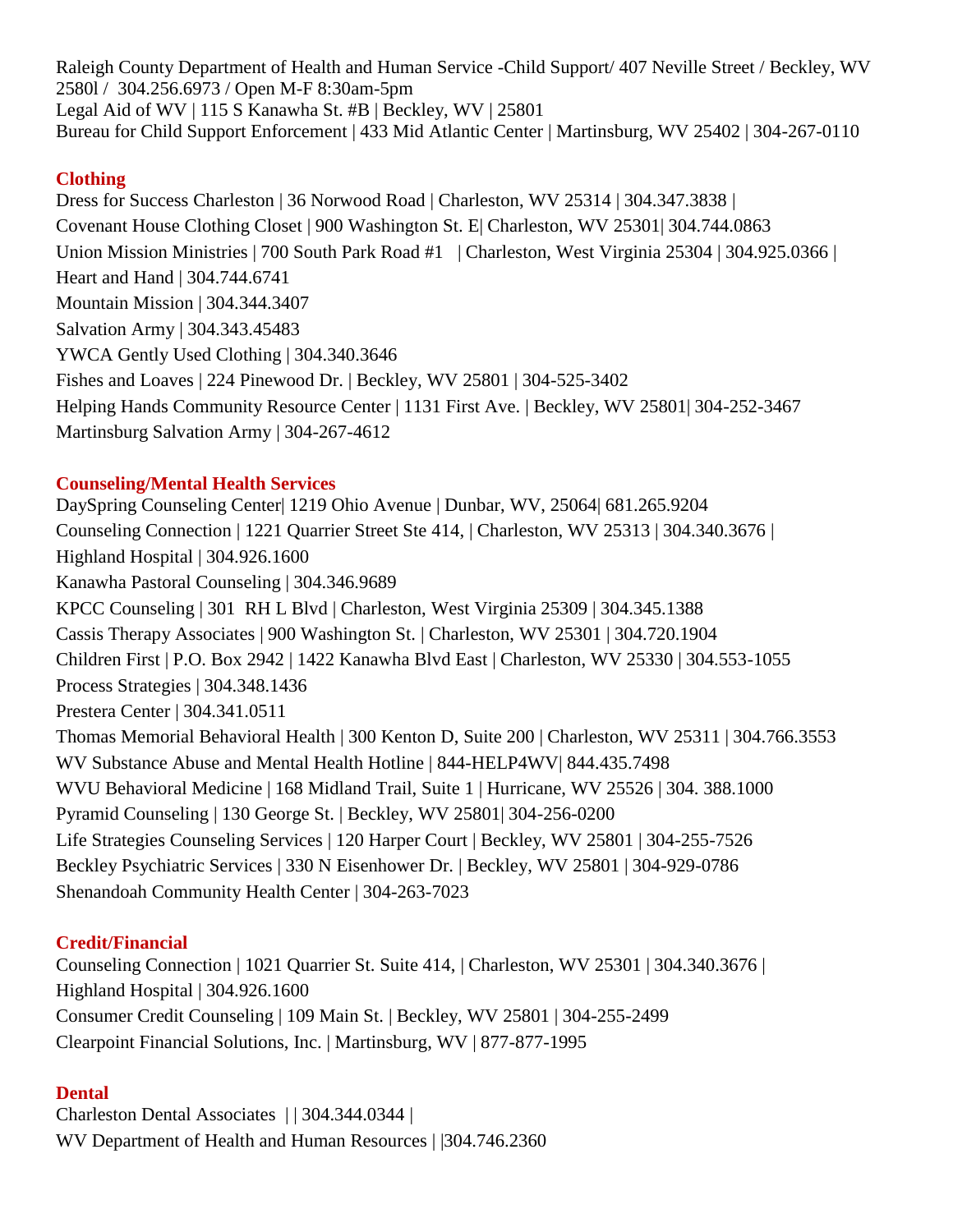Raleigh County Department of Health and Human Service -Child Support/ 407 Neville Street / Beckley, WV 2580l / 304.256.6973 / Open M-F 8:30am-5pm
Legal Aid of WV | 115 S Kanawha St. #B | Beckley, WV | 25801
Bureau for Child Support Enforcement | 433 Mid Atlantic Center | Martinsburg, WV 25402 | 304-267-0110

## Clothing

Dress for Success Charleston | 36 Norwood Road | Charleston, WV 25314 | 304.347.3838 |
Covenant House Clothing Closet | 900 Washington St. E| Charleston, WV 25301| 304.744.0863
Union Mission Ministries | 700 South Park Road #1 | Charleston, West Virginia 25304 | 304.925.0366 |
Heart and Hand | 304.744.6741
Mountain Mission | 304.344.3407
Salvation Army | 304.343.45483
YWCA Gently Used Clothing | 304.340.3646
Fishes and Loaves | 224 Pinewood Dr. | Beckley, WV 25801 | 304-525-3402
Helping Hands Community Resource Center | 1131 First Ave. | Beckley, WV 25801| 304-252-3467
Martinsburg Salvation Army | 304-267-4612

## Counseling/Mental Health Services

DaySpring Counseling Center| 1219 Ohio Avenue | Dunbar, WV, 25064| 681.265.9204
Counseling Connection | 1221 Quarrier Street Ste 414, | Charleston, WV 25313 | 304.340.3676 |
Highland Hospital | 304.926.1600
Kanawha Pastoral Counseling | 304.346.9689
KPCC Counseling | 301 RH L Blvd | Charleston, West Virginia 25309 | 304.345.1388
Cassis Therapy Associates | 900 Washington St. | Charleston, WV 25301 | 304.720.1904
Children First | P.O. Box 2942 | 1422 Kanawha Blvd East | Charleston, WV 25330 | 304.553-1055
Process Strategies | 304.348.1436
Prestera Center | 304.341.0511
Thomas Memorial Behavioral Health | 300 Kenton D, Suite 200 | Charleston, WV 25311 | 304.766.3553
WV Substance Abuse and Mental Health Hotline | 844-HELP4WV| 844.435.7498
WVU Behavioral Medicine | 168 Midland Trail, Suite 1 | Hurricane, WV 25526 | 304. 388.1000
Pyramid Counseling | 130 George St. | Beckley, WV 25801| 304-256-0200
Life Strategies Counseling Services | 120 Harper Court | Beckley, WV 25801 | 304-255-7526
Beckley Psychiatric Services | 330 N Eisenhower Dr. | Beckley, WV 25801 | 304-929-0786
Shenandoah Community Health Center | 304-263-7023

## Credit/Financial

Counseling Connection | 1021 Quarrier St. Suite 414, | Charleston, WV 25301 | 304.340.3676 |
Highland Hospital | 304.926.1600
Consumer Credit Counseling | 109 Main St. | Beckley, WV 25801 | 304-255-2499
Clearpoint Financial Solutions, Inc. | Martinsburg, WV | 877-877-1995

## Dental

Charleston Dental Associates | | 304.344.0344 |
WV Department of Health and Human Resources | |304.746.2360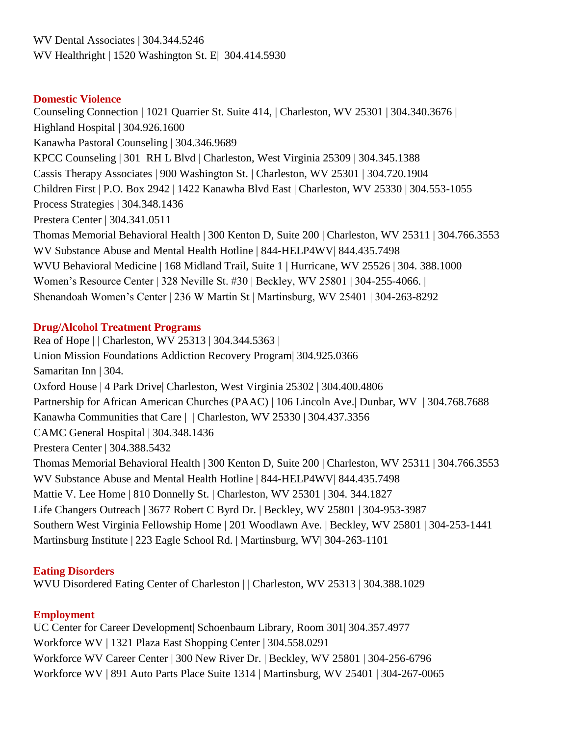WV Dental Associates | 304.344.5246
WV Healthright | 1520 Washington St. E| 304.414.5930

### Domestic Violence

Counseling Connection | 1021 Quarrier St. Suite 414, | Charleston, WV 25301 | 304.340.3676 |
Highland Hospital | 304.926.1600
Kanawha Pastoral Counseling | 304.346.9689
KPCC Counseling | 301 RH L Blvd | Charleston, West Virginia 25309 | 304.345.1388
Cassis Therapy Associates | 900 Washington St. | Charleston, WV 25301 | 304.720.1904
Children First | P.O. Box 2942 | 1422 Kanawha Blvd East | Charleston, WV 25330 | 304.553-1055
Process Strategies | 304.348.1436
Prestera Center | 304.341.0511
Thomas Memorial Behavioral Health | 300 Kenton D, Suite 200 | Charleston, WV 25311 | 304.766.3553
WV Substance Abuse and Mental Health Hotline | 844-HELP4WV| 844.435.7498
WVU Behavioral Medicine | 168 Midland Trail, Suite 1 | Hurricane, WV 25526 | 304. 388.1000
Women's Resource Center | 328 Neville St. #30 | Beckley, WV 25801 | 304-255-4066. |
Shenandoah Women's Center | 236 W Martin St | Martinsburg, WV 25401 | 304-263-8292

### Drug/Alcohol Treatment Programs

Rea of Hope | | Charleston, WV 25313 | 304.344.5363 |
Union Mission Foundations Addiction Recovery Program| 304.925.0366
Samaritan Inn | 304.
Oxford House | 4 Park Drive| Charleston, West Virginia 25302 | 304.400.4806
Partnership for African American Churches (PAAC) | 106 Lincoln Ave.| Dunbar, WV | 304.768.7688
Kanawha Communities that Care | | Charleston, WV 25330 | 304.437.3356
CAMC General Hospital | 304.348.1436
Prestera Center | 304.388.5432
Thomas Memorial Behavioral Health | 300 Kenton D, Suite 200 | Charleston, WV 25311 | 304.766.3553
WV Substance Abuse and Mental Health Hotline | 844-HELP4WV| 844.435.7498
Mattie V. Lee Home | 810 Donnelly St. | Charleston, WV 25301 | 304. 344.1827
Life Changers Outreach | 3677 Robert C Byrd Dr. | Beckley, WV 25801 | 304-953-3987
Southern West Virginia Fellowship Home | 201 Woodlawn Ave. | Beckley, WV 25801 | 304-253-1441
Martinsburg Institute | 223 Eagle School Rd. | Martinsburg, WV| 304-263-1101

### Eating Disorders

WVU Disordered Eating Center of Charleston | | Charleston, WV 25313 | 304.388.1029

### Employment

UC Center for Career Development| Schoenbaum Library, Room 301| 304.357.4977
Workforce WV | 1321 Plaza East Shopping Center | 304.558.0291
Workforce WV Career Center | 300 New River Dr. | Beckley, WV 25801 | 304-256-6796
Workforce WV | 891 Auto Parts Place Suite 1314 | Martinsburg, WV 25401 | 304-267-0065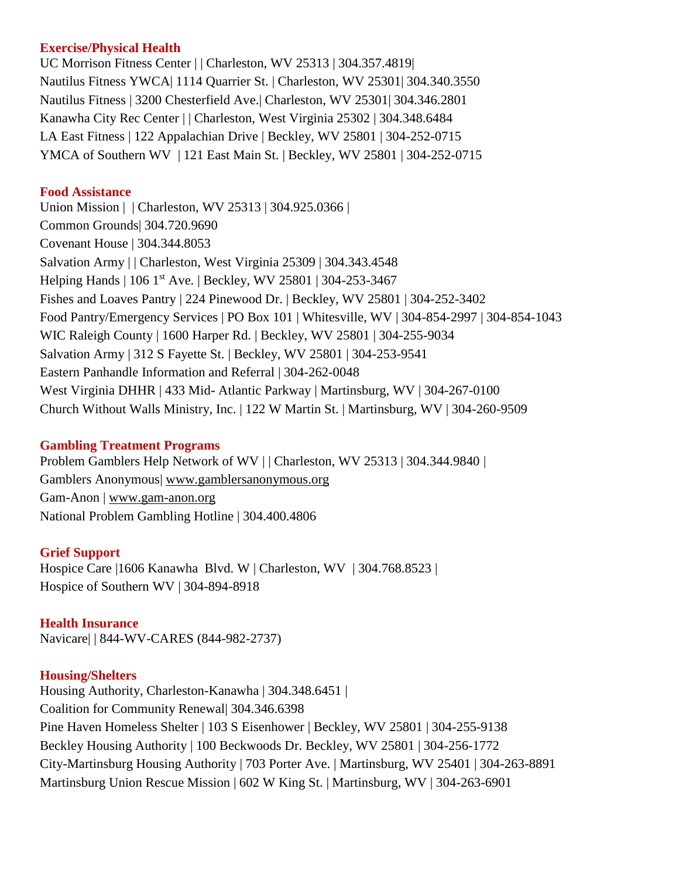### Exercise/Physical Health

UC Morrison Fitness Center | | Charleston, WV 25313 | 304.357.4819|
Nautilus Fitness YWCA| 1114 Quarrier St. | Charleston, WV 25301| 304.340.3550
Nautilus Fitness | 3200 Chesterfield Ave.| Charleston, WV 25301| 304.346.2801
Kanawha City Rec Center | | Charleston, West Virginia 25302 | 304.348.6484
LA East Fitness | 122 Appalachian Drive | Beckley, WV 25801 | 304-252-0715
YMCA of Southern WV | 121 East Main St. | Beckley, WV 25801 | 304-252-0715

### Food Assistance

Union Mission | | Charleston, WV 25313 | 304.925.0366 |
Common Grounds| 304.720.9690
Covenant House | 304.344.8053
Salvation Army | | Charleston, West Virginia 25309 | 304.343.4548
Helping Hands | 106 1st Ave. | Beckley, WV 25801 | 304-253-3467
Fishes and Loaves Pantry | 224 Pinewood Dr. | Beckley, WV 25801 | 304-252-3402
Food Pantry/Emergency Services | PO Box 101 | Whitesville, WV | 304-854-2997 | 304-854-1043
WIC Raleigh County | 1600 Harper Rd. | Beckley, WV 25801 | 304-255-9034
Salvation Army | 312 S Fayette St. | Beckley, WV 25801 | 304-253-9541
Eastern Panhandle Information and Referral | 304-262-0048
West Virginia DHHR | 433 Mid- Atlantic Parkway | Martinsburg, WV | 304-267-0100
Church Without Walls Ministry, Inc. | 122 W Martin St. | Martinsburg, WV | 304-260-9509

### Gambling Treatment Programs

Problem Gamblers Help Network of WV | | Charleston, WV 25313 | 304.344.9840 |
Gamblers Anonymous| www.gamblersanonymous.org
Gam-Anon | www.gam-anon.org
National Problem Gambling Hotline | 304.400.4806

### Grief Support

Hospice Care |1606 Kanawha Blvd. W | Charleston, WV | 304.768.8523 |
Hospice of Southern WV | 304-894-8918

### Health Insurance

Navicare| | 844-WV-CARES (844-982-2737)

### Housing/Shelters

Housing Authority, Charleston-Kanawha | 304.348.6451 |
Coalition for Community Renewal| 304.346.6398
Pine Haven Homeless Shelter | 103 S Eisenhower | Beckley, WV 25801 | 304-255-9138
Beckley Housing Authority | 100 Beckwoods Dr. Beckley, WV 25801 | 304-256-1772
City-Martinsburg Housing Authority | 703 Porter Ave. | Martinsburg, WV 25401 | 304-263-8891
Martinsburg Union Rescue Mission | 602 W King St. | Martinsburg, WV | 304-263-6901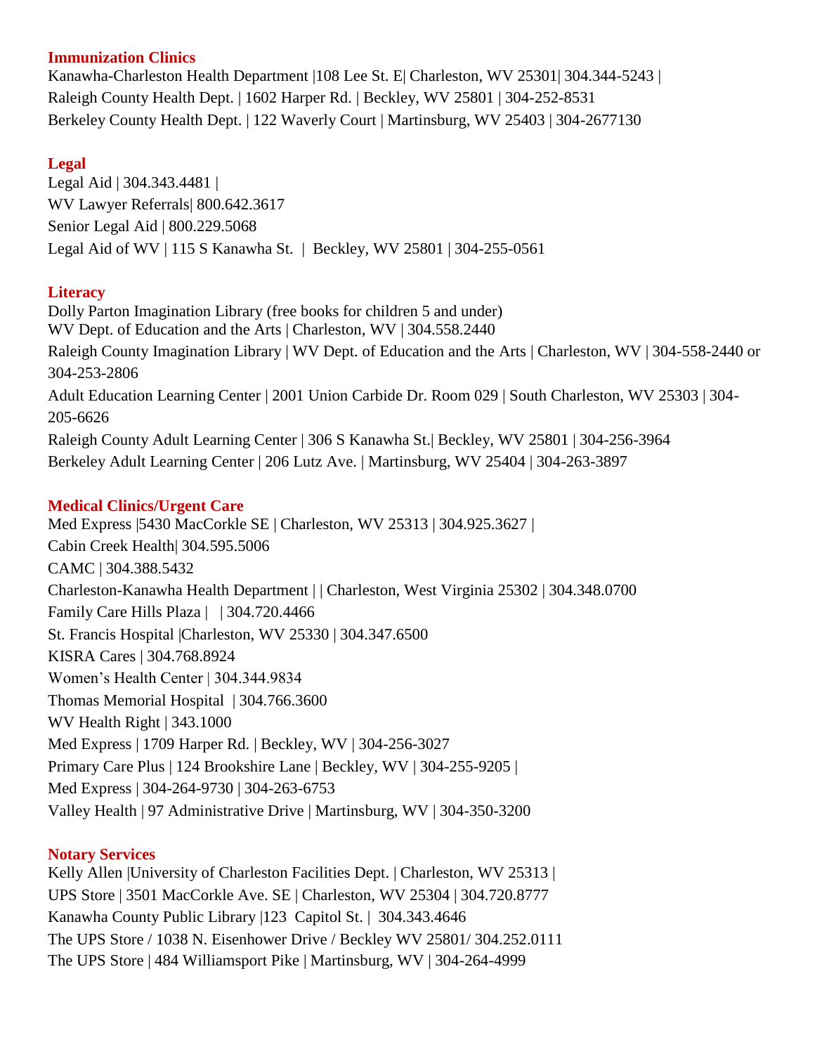## Immunization Clinics

Kanawha-Charleston Health Department |108 Lee St. E| Charleston, WV 25301| 304.344-5243 |
Raleigh County Health Dept. | 1602 Harper Rd. | Beckley, WV 25801 | 304-252-8531
Berkeley County Health Dept. | 122 Waverly Court | Martinsburg, WV 25403 | 304-2677130

## Legal

Legal Aid | 304.343.4481 |
WV Lawyer Referrals| 800.642.3617
Senior Legal Aid | 800.229.5068
Legal Aid of WV | 115 S Kanawha St. | Beckley, WV 25801 | 304-255-0561

## Literacy

Dolly Parton Imagination Library (free books for children 5 and under)
WV Dept. of Education and the Arts | Charleston, WV | 304.558.2440
Raleigh County Imagination Library | WV Dept. of Education and the Arts | Charleston, WV | 304-558-2440 or 304-253-2806
Adult Education Learning Center | 2001 Union Carbide Dr. Room 029 | South Charleston, WV 25303 | 304-205-6626
Raleigh County Adult Learning Center | 306 S Kanawha St.| Beckley, WV 25801 | 304-256-3964
Berkeley Adult Learning Center | 206 Lutz Ave. | Martinsburg, WV 25404 | 304-263-3897

## Medical Clinics/Urgent Care

Med Express |5430 MacCorkle SE | Charleston, WV 25313 | 304.925.3627 |
Cabin Creek Health| 304.595.5006
CAMC | 304.388.5432
Charleston-Kanawha Health Department | | Charleston, West Virginia 25302 | 304.348.0700
Family Care Hills Plaza | | 304.720.4466
St. Francis Hospital |Charleston, WV 25330 | 304.347.6500
KISRA Cares | 304.768.8924
Women's Health Center | 304.344.9834
Thomas Memorial Hospital | 304.766.3600
WV Health Right | 343.1000
Med Express | 1709 Harper Rd. | Beckley, WV | 304-256-3027
Primary Care Plus | 124 Brookshire Lane | Beckley, WV | 304-255-9205 |
Med Express | 304-264-9730 | 304-263-6753
Valley Health | 97 Administrative Drive | Martinsburg, WV | 304-350-3200

## Notary Services

Kelly Allen |University of Charleston Facilities Dept. | Charleston, WV 25313 |
UPS Store | 3501 MacCorkle Ave. SE | Charleston, WV 25304 | 304.720.8777
Kanawha County Public Library |123 Capitol St. | 304.343.4646
The UPS Store / 1038 N. Eisenhower Drive / Beckley WV 25801/ 304.252.0111
The UPS Store | 484 Williamsport Pike | Martinsburg, WV | 304-264-4999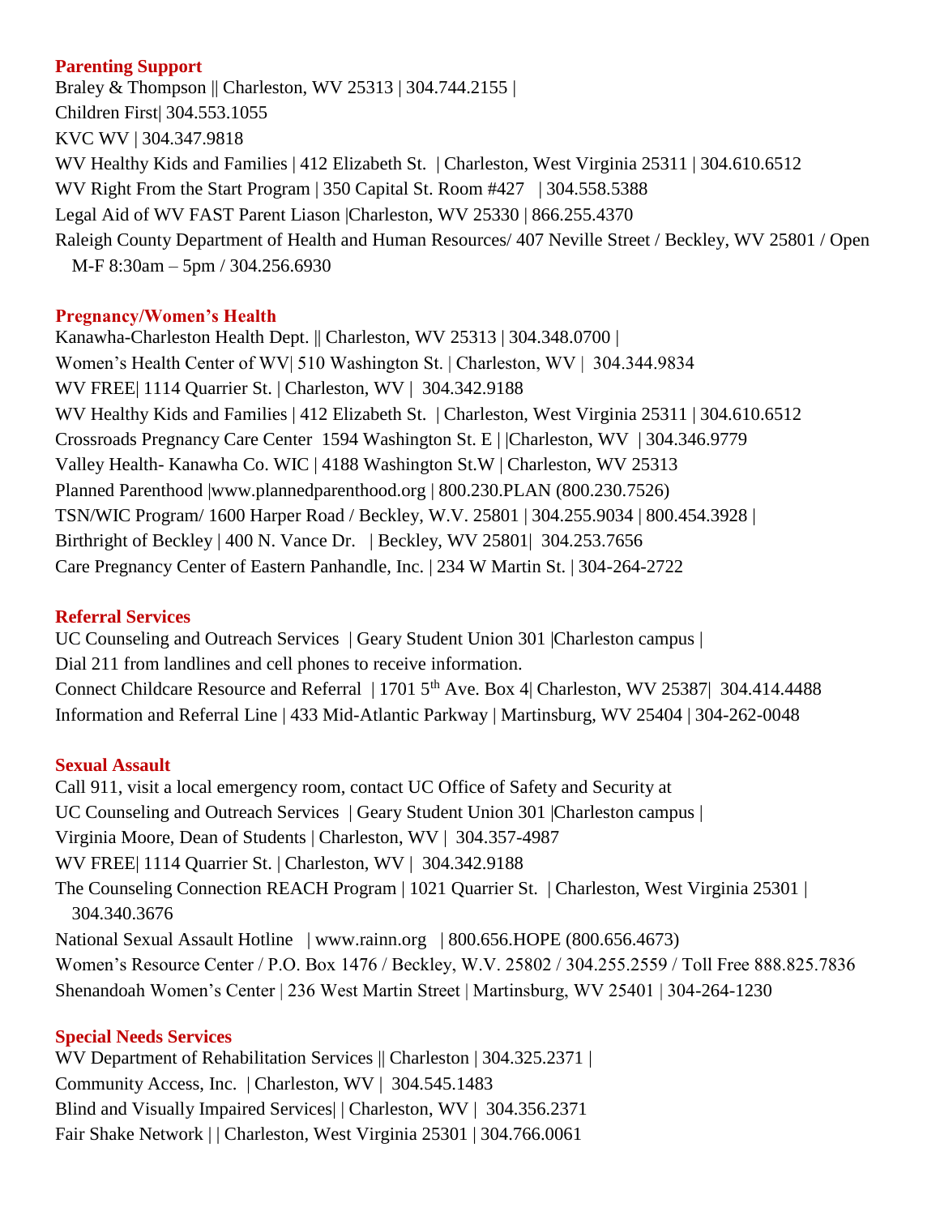## Parenting Support

Braley & Thompson || Charleston, WV 25313 | 304.744.2155 |
Children First| 304.553.1055
KVC WV | 304.347.9818
WV Healthy Kids and Families | 412 Elizabeth St. | Charleston, West Virginia 25311 | 304.610.6512
WV Right From the Start Program | 350 Capital St. Room #427 | 304.558.5388
Legal Aid of WV FAST Parent Liason |Charleston, WV 25330 | 866.255.4370
Raleigh County Department of Health and Human Resources/ 407 Neville Street / Beckley, WV 25801 / Open M-F 8:30am – 5pm / 304.256.6930

## Pregnancy/Women's Health

Kanawha-Charleston Health Dept. || Charleston, WV 25313 | 304.348.0700 |
Women's Health Center of WV| 510 Washington St. | Charleston, WV | 304.344.9834
WV FREE| 1114 Quarrier St. | Charleston, WV | 304.342.9188
WV Healthy Kids and Families | 412 Elizabeth St. | Charleston, West Virginia 25311 | 304.610.6512
Crossroads Pregnancy Care Center 1594 Washington St. E | |Charleston, WV | 304.346.9779
Valley Health- Kanawha Co. WIC | 4188 Washington St.W | Charleston, WV 25313
Planned Parenthood |www.plannedparenthood.org | 800.230.PLAN (800.230.7526)
TSN/WIC Program/ 1600 Harper Road / Beckley, W.V. 25801 | 304.255.9034 | 800.454.3928 |
Birthright of Beckley | 400 N. Vance Dr. | Beckley, WV 25801| 304.253.7656
Care Pregnancy Center of Eastern Panhandle, Inc. | 234 W Martin St. | 304-264-2722

## Referral Services

UC Counseling and Outreach Services | Geary Student Union 301 |Charleston campus |
Dial 211 from landlines and cell phones to receive information.
Connect Childcare Resource and Referral | 1701 5th Ave. Box 4| Charleston, WV 25387| 304.414.4488
Information and Referral Line | 433 Mid-Atlantic Parkway | Martinsburg, WV 25404 | 304-262-0048

## Sexual Assault

Call 911, visit a local emergency room, contact UC Office of Safety and Security at
UC Counseling and Outreach Services | Geary Student Union 301 |Charleston campus |
Virginia Moore, Dean of Students | Charleston, WV | 304.357-4987
WV FREE| 1114 Quarrier St. | Charleston, WV | 304.342.9188
The Counseling Connection REACH Program | 1021 Quarrier St. | Charleston, West Virginia 25301 | 304.340.3676
National Sexual Assault Hotline | www.rainn.org | 800.656.HOPE (800.656.4673)
Women's Resource Center / P.O. Box 1476 / Beckley, W.V. 25802 / 304.255.2559 / Toll Free 888.825.7836
Shenandoah Women's Center | 236 West Martin Street | Martinsburg, WV 25401 | 304-264-1230

## Special Needs Services

WV Department of Rehabilitation Services || Charleston | 304.325.2371 |
Community Access, Inc. | Charleston, WV | 304.545.1483
Blind and Visually Impaired Services| | Charleston, WV | 304.356.2371
Fair Shake Network | | Charleston, West Virginia 25301 | 304.766.0061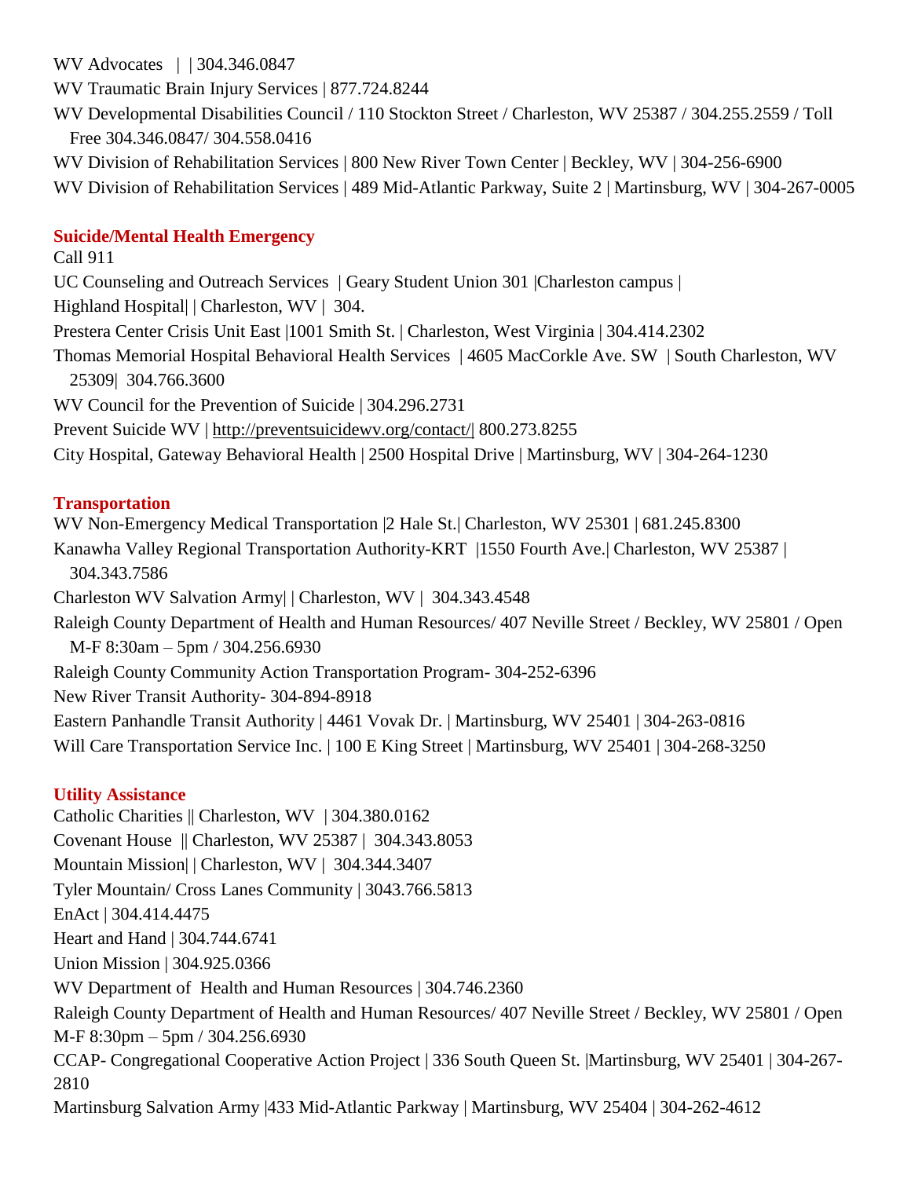WV Advocates | | 304.346.0847

WV Traumatic Brain Injury Services | 877.724.8244

WV Developmental Disabilities Council / 110 Stockton Street / Charleston, WV 25387 / 304.255.2559 / Toll Free 304.346.0847/ 304.558.0416

WV Division of Rehabilitation Services | 800 New River Town Center | Beckley, WV | 304-256-6900

WV Division of Rehabilitation Services | 489 Mid-Atlantic Parkway, Suite 2 | Martinsburg, WV | 304-267-0005

### Suicide/Mental Health Emergency

Call 911

UC Counseling and Outreach Services | Geary Student Union 301 |Charleston campus |

Highland Hospital| | Charleston, WV | 304.

Prestera Center Crisis Unit East |1001 Smith St. | Charleston, West Virginia | 304.414.2302

Thomas Memorial Hospital Behavioral Health Services | 4605 MacCorkle Ave. SW | South Charleston, WV 25309| 304.766.3600

WV Council for the Prevention of Suicide | 304.296.2731

Prevent Suicide WV | http://preventsuicidewv.org/contact/| 800.273.8255

City Hospital, Gateway Behavioral Health | 2500 Hospital Drive | Martinsburg, WV | 304-264-1230

### Transportation

WV Non-Emergency Medical Transportation |2 Hale St.| Charleston, WV 25301 | 681.245.8300

Kanawha Valley Regional Transportation Authority-KRT |1550 Fourth Ave.| Charleston, WV 25387 | 304.343.7586

Charleston WV Salvation Army| | Charleston, WV | 304.343.4548

Raleigh County Department of Health and Human Resources/ 407 Neville Street / Beckley, WV 25801 / Open M-F 8:30am – 5pm / 304.256.6930

Raleigh County Community Action Transportation Program- 304-252-6396

New River Transit Authority- 304-894-8918

Eastern Panhandle Transit Authority | 4461 Vovak Dr. | Martinsburg, WV 25401 | 304-263-0816

Will Care Transportation Service Inc. | 100 E King Street | Martinsburg, WV 25401 | 304-268-3250

### Utility Assistance

Catholic Charities || Charleston, WV | 304.380.0162

Covenant House || Charleston, WV 25387 | 304.343.8053

Mountain Mission| | Charleston, WV | 304.344.3407

Tyler Mountain/ Cross Lanes Community | 3043.766.5813

EnAct | 304.414.4475

Heart and Hand | 304.744.6741

Union Mission | 304.925.0366

WV Department of Health and Human Resources | 304.746.2360

Raleigh County Department of Health and Human Resources/ 407 Neville Street / Beckley, WV 25801 / Open M-F 8:30pm – 5pm / 304.256.6930

CCAP- Congregational Cooperative Action Project | 336 South Queen St. |Martinsburg, WV 25401 | 304-267-2810

Martinsburg Salvation Army |433 Mid-Atlantic Parkway | Martinsburg, WV 25404 | 304-262-4612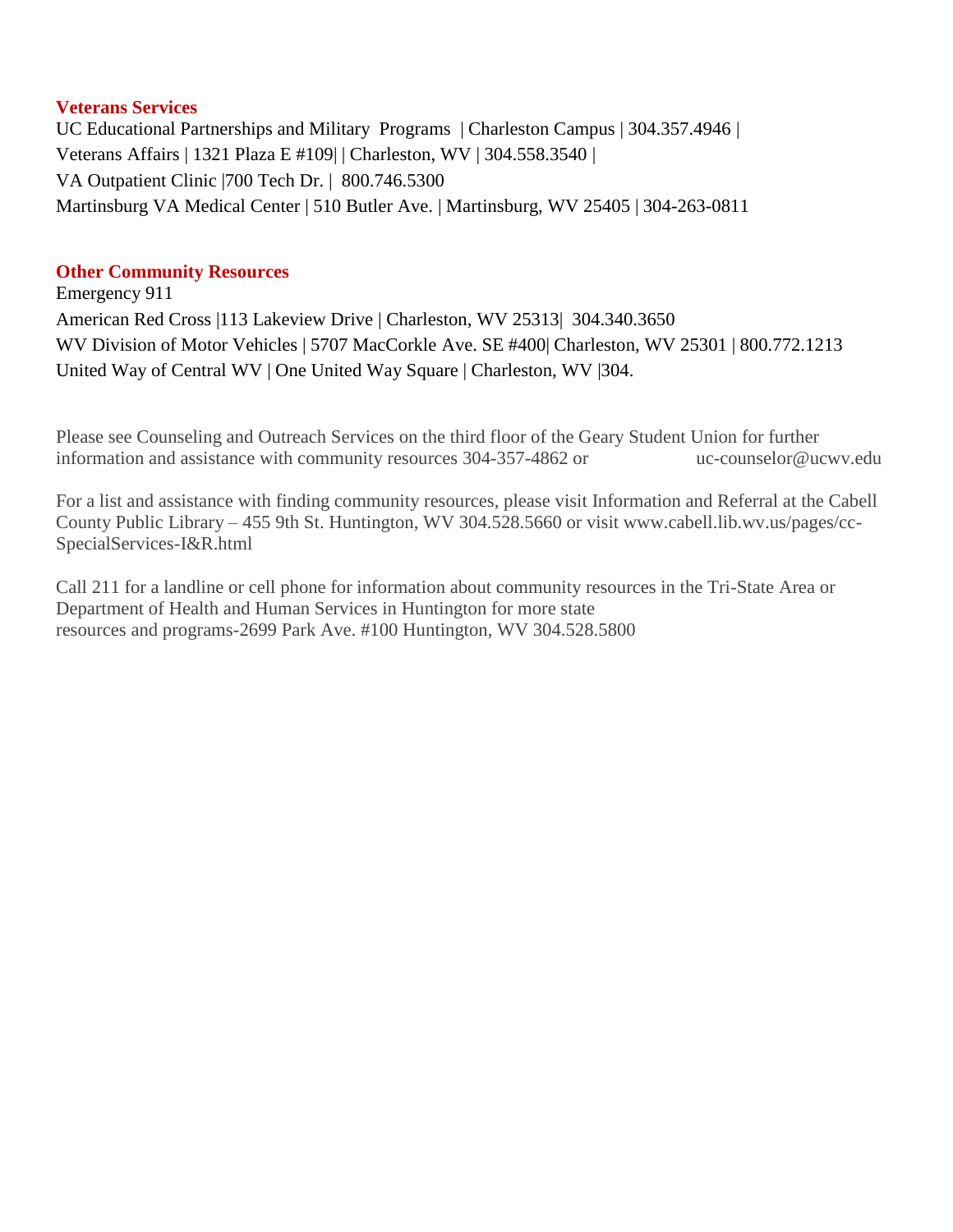**Veterans Services**

UC Educational Partnerships and Military Programs | Charleston Campus | 304.357.4946 |
Veterans Affairs | 1321 Plaza E #109| | Charleston, WV | 304.558.3540 |
VA Outpatient Clinic |700 Tech Dr. | 800.746.5300
Martinsburg VA Medical Center | 510 Butler Ave. | Martinsburg, WV 25405 | 304-263-0811

**Other Community Resources**

Emergency 911
American Red Cross |113 Lakeview Drive | Charleston, WV 25313| 304.340.3650
WV Division of Motor Vehicles | 5707 MacCorkle Ave. SE #400| Charleston, WV 25301 | 800.772.1213
United Way of Central WV | One United Way Square | Charleston, WV |304.

Please see Counseling and Outreach Services on the third floor of the Geary Student Union for further information and assistance with community resources 304-357-4862 or uc-counselor@ucwv.edu

For a list and assistance with finding community resources, please visit Information and Referral at the Cabell County Public Library – 455 9th St. Huntington, WV 304.528.5660 or visit www.cabell.lib.wv.us/pages/cc-SpecialServices-I&R.html

Call 211 for a landline or cell phone for information about community resources in the Tri-State Area or Department of Health and Human Services in Huntington for more state resources and programs-2699 Park Ave. #100 Huntington, WV 304.528.5800